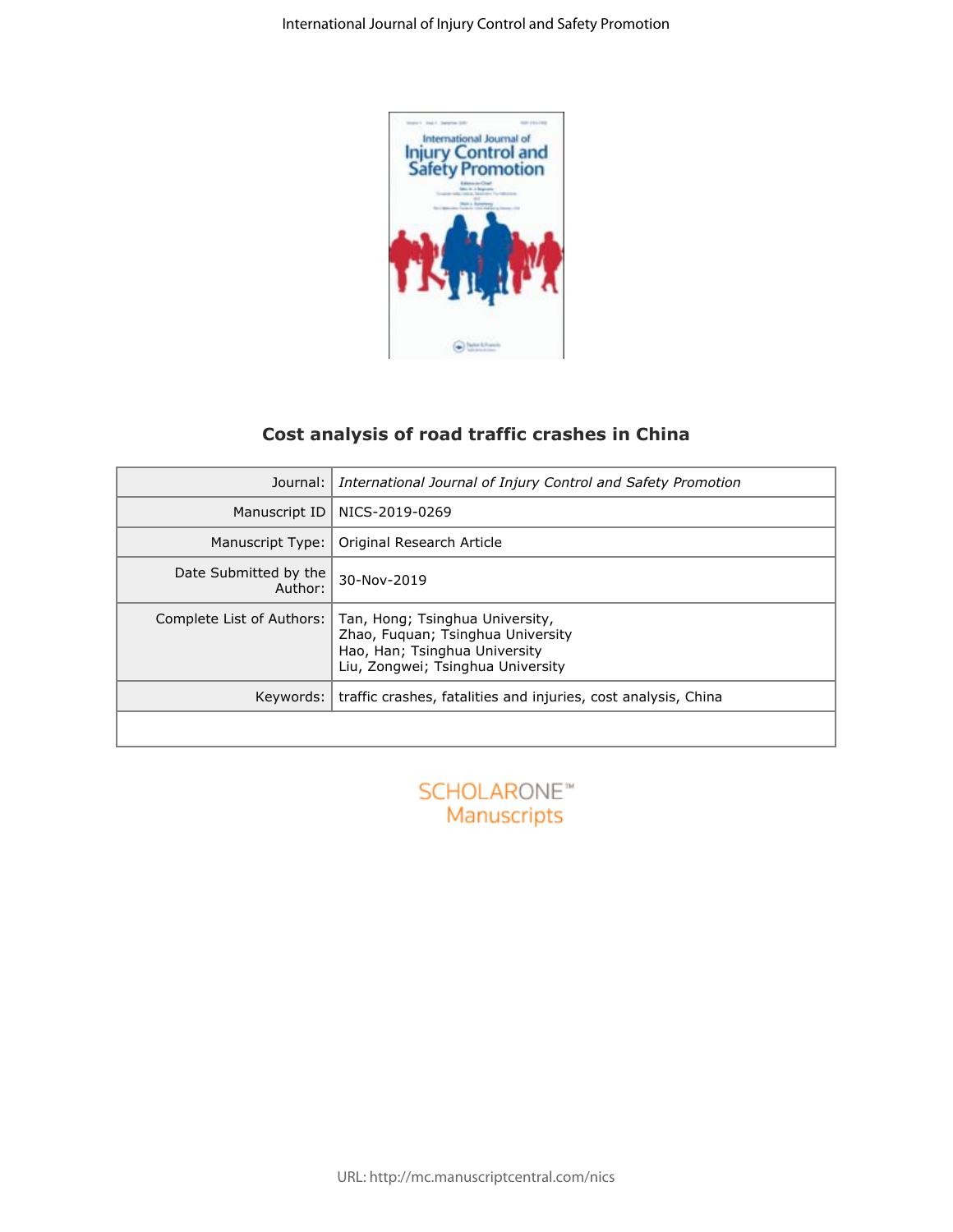# Cost analysis of road traffic crashes in China

| | |
|---|---|
| Journal: | *International Journal of Injury Control and Safety Promotion* |
| Manuscript ID | NICS-2019-0269 |
| Manuscript Type: | Original Research Article |
| Date Submitted by the Author: | 30-Nov-2019 |
| Complete List of Authors: | Tan, Hong; Tsinghua University,<br>Zhao, Fuquan; Tsinghua University<br>Hao, Han; Tsinghua University<br>Liu, Zongwei; Tsinghua University |
| Keywords: | traffic crashes, fatalities and injuries, cost analysis, China |
| | |

SCHOLARONE™ Manuscripts

URL: http://mc.manuscriptcentral.com/nics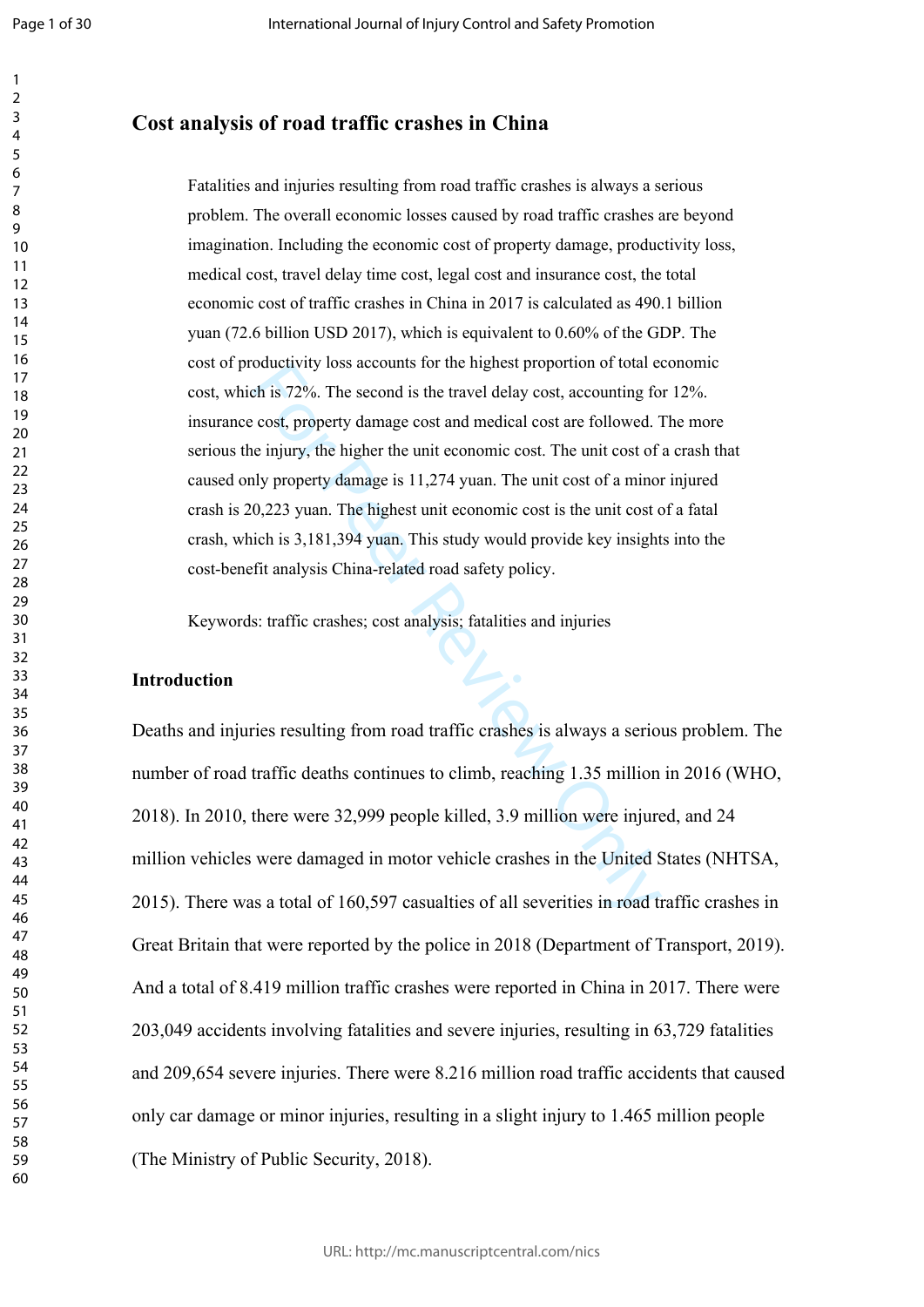# Cost analysis of road traffic crashes in China

Fatalities and injuries resulting from road traffic crashes is always a serious problem. The overall economic losses caused by road traffic crashes are beyond imagination. Including the economic cost of property damage, productivity loss, medical cost, travel delay time cost, legal cost and insurance cost, the total economic cost of traffic crashes in China in 2017 is calculated as 490.1 billion yuan (72.6 billion USD 2017), which is equivalent to 0.60% of the GDP. The cost of productivity loss accounts for the highest proportion of total economic cost, which is 72%. The second is the travel delay cost, accounting for 12%. insurance cost, property damage cost and medical cost are followed. The more serious the injury, the higher the unit economic cost. The unit cost of a crash that caused only property damage is 11,274 yuan. The unit cost of a minor injured crash is 20,223 yuan. The highest unit economic cost is the unit cost of a fatal crash, which is 3,181,394 yuan. This study would provide key insights into the cost-benefit analysis China-related road safety policy.

Keywords: traffic crashes; cost analysis; fatalities and injuries

## Introduction

Deaths and injuries resulting from road traffic crashes is always a serious problem. The number of road traffic deaths continues to climb, reaching 1.35 million in 2016 (WHO, 2018). In 2010, there were 32,999 people killed, 3.9 million were injured, and 24 million vehicles were damaged in motor vehicle crashes in the United States (NHTSA, 2015). There was a total of 160,597 casualties of all severities in road traffic crashes in Great Britain that were reported by the police in 2018 (Department of Transport, 2019). And a total of 8.419 million traffic crashes were reported in China in 2017. There were 203,049 accidents involving fatalities and severe injuries, resulting in 63,729 fatalities and 209,654 severe injuries. There were 8.216 million road traffic accidents that caused only car damage or minor injuries, resulting in a slight injury to 1.465 million people (The Ministry of Public Security, 2018).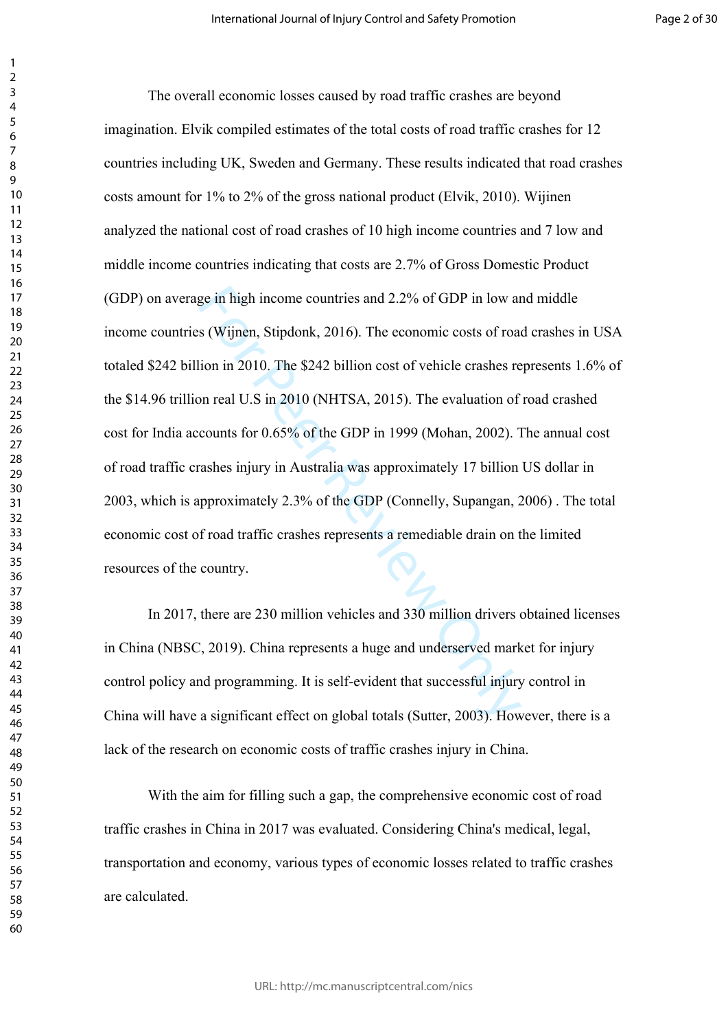The overall economic losses caused by road traffic crashes are beyond imagination. Elvik compiled estimates of the total costs of road traffic crashes for 12 countries including UK, Sweden and Germany. These results indicated that road crashes costs amount for 1% to 2% of the gross national product (Elvik, 2010). Wijinen analyzed the national cost of road crashes of 10 high income countries and 7 low and middle income countries indicating that costs are 2.7% of Gross Domestic Product (GDP) on average in high income countries and 2.2% of GDP in low and middle income countries (Wijnen, Stipdonk, 2016). The economic costs of road crashes in USA totaled $242 billion in 2010. The $242 billion cost of vehicle crashes represents 1.6% of the $14.96 trillion real U.S in 2010 (NHTSA, 2015). The evaluation of road crashed cost for India accounts for 0.65% of the GDP in 1999 (Mohan, 2002). The annual cost of road traffic crashes injury in Australia was approximately 17 billion US dollar in 2003, which is approximately 2.3% of the GDP (Connelly, Supangan, 2006) . The total economic cost of road traffic crashes represents a remediable drain on the limited resources of the country.

In 2017, there are 230 million vehicles and 330 million drivers obtained licenses in China (NBSC, 2019). China represents a huge and underserved market for injury control policy and programming. It is self-evident that successful injury control in China will have a significant effect on global totals (Sutter, 2003). However, there is a lack of the research on economic costs of traffic crashes injury in China.

With the aim for filling such a gap, the comprehensive economic cost of road traffic crashes in China in 2017 was evaluated. Considering China's medical, legal, transportation and economy, various types of economic losses related to traffic crashes are calculated.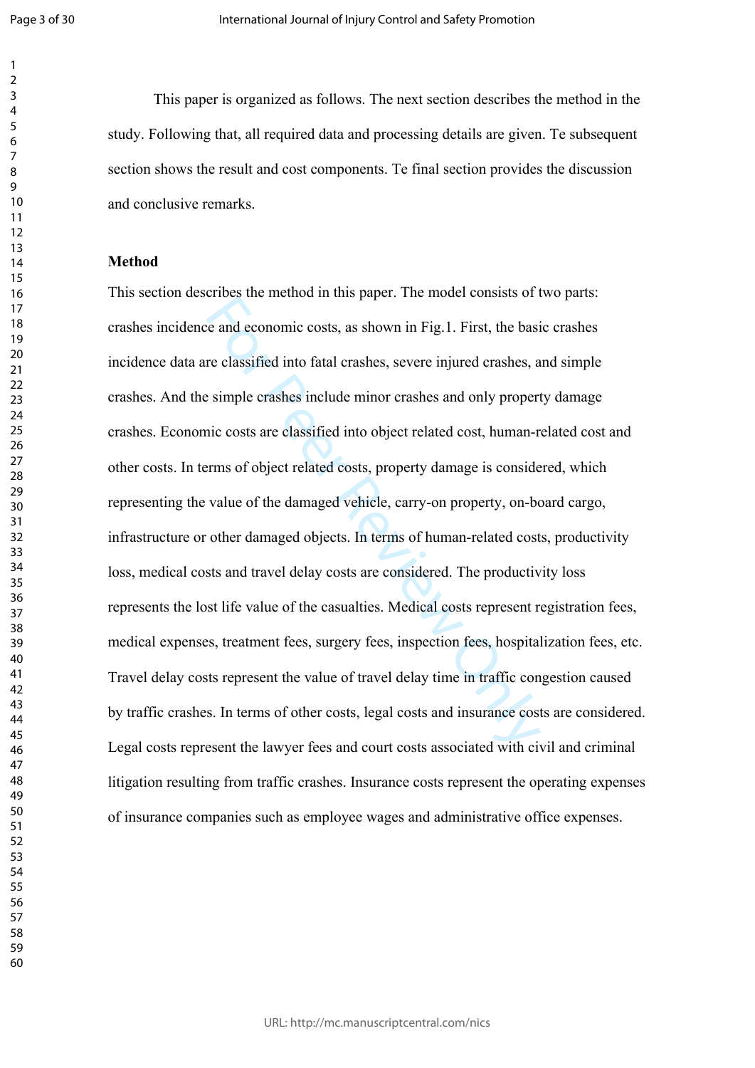This paper is organized as follows. The next section describes the method in the study. Following that, all required data and processing details are given. Te subsequent section shows the result and cost components. Te final section provides the discussion and conclusive remarks.

**Method**

This section describes the method in this paper. The model consists of two parts: crashes incidence and economic costs, as shown in Fig.1. First, the basic crashes incidence data are classified into fatal crashes, severe injured crashes, and simple crashes. And the simple crashes include minor crashes and only property damage crashes. Economic costs are classified into object related cost, human-related cost and other costs. In terms of object related costs, property damage is considered, which representing the value of the damaged vehicle, carry-on property, on-board cargo, infrastructure or other damaged objects. In terms of human-related costs, productivity loss, medical costs and travel delay costs are considered. The productivity loss represents the lost life value of the casualties. Medical costs represent registration fees, medical expenses, treatment fees, surgery fees, inspection fees, hospitalization fees, etc. Travel delay costs represent the value of travel delay time in traffic congestion caused by traffic crashes. In terms of other costs, legal costs and insurance costs are considered. Legal costs represent the lawyer fees and court costs associated with civil and criminal litigation resulting from traffic crashes. Insurance costs represent the operating expenses of insurance companies such as employee wages and administrative office expenses.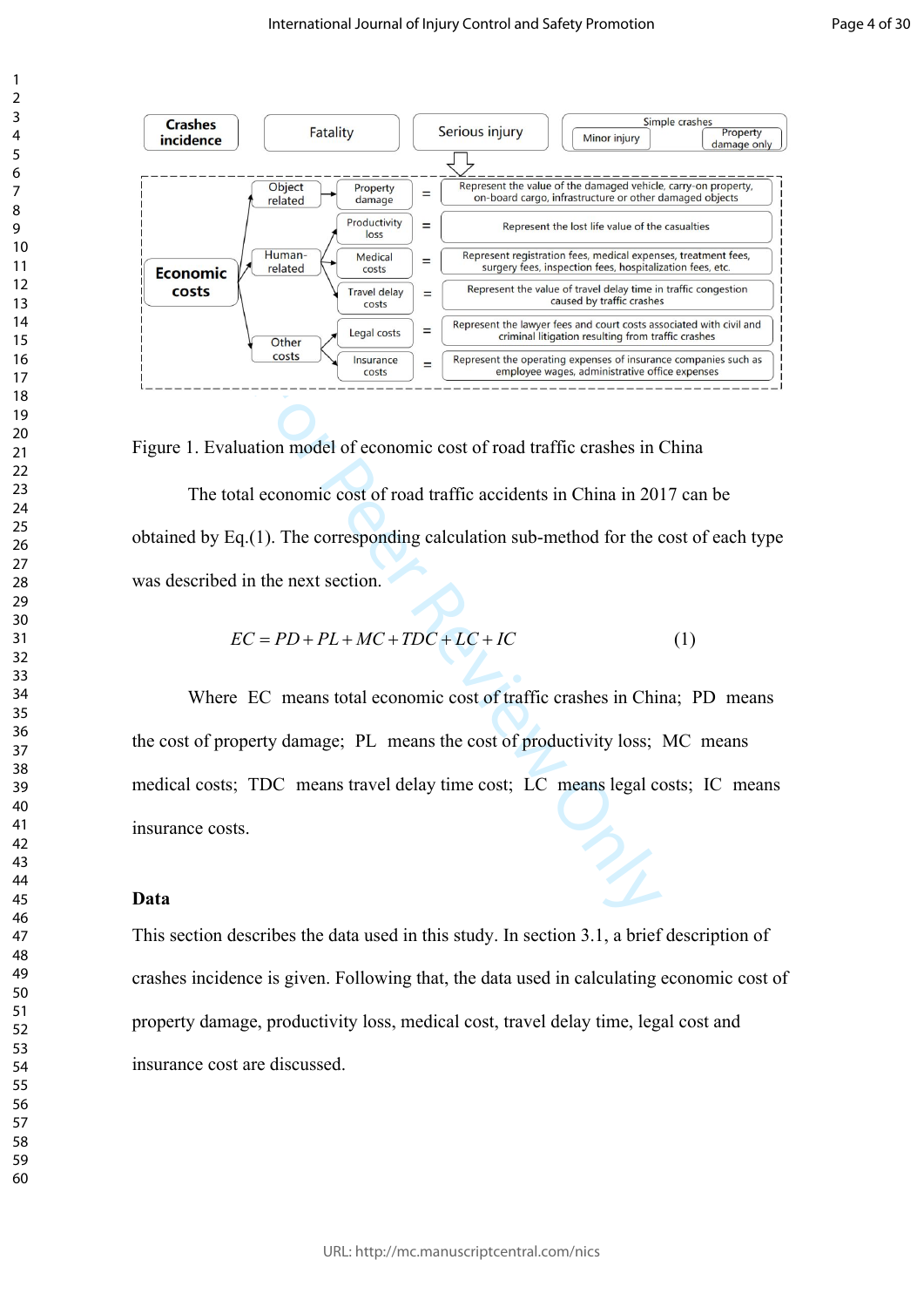Figure 1. Evaluation model of economic cost of road traffic crashes in China

The total economic cost of road traffic accidents in China in 2017 can be obtained by Eq.(1). The corresponding calculation sub-method for the cost of each type was described in the next section.

$$EC = PD + PL + MC + TDC + LC + IC \quad (1)$$

Where $EC$ means total economic cost of traffic crashes in China; $PD$ means the cost of property damage; $PL$ means the cost of productivity loss; $MC$ means medical costs; $TDC$ means travel delay time cost; $LC$ means legal costs; $IC$ means insurance costs.

## Data

This section describes the data used in this study. In section 3.1, a brief description of crashes incidence is given. Following that, the data used in calculating economic cost of property damage, productivity loss, medical cost, travel delay time, legal cost and insurance cost are discussed.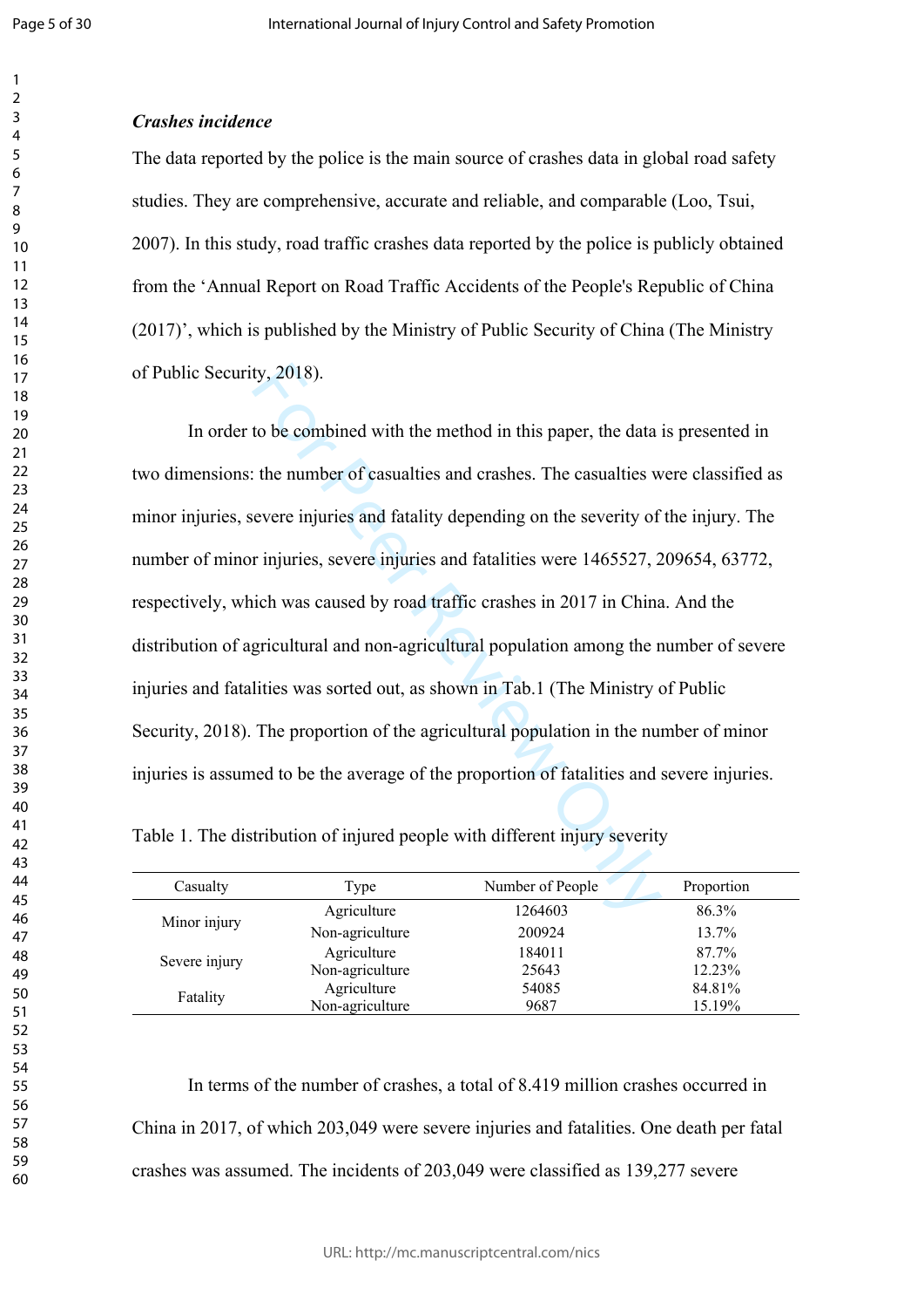***Crashes incidence***

The data reported by the police is the main source of crashes data in global road safety studies. They are comprehensive, accurate and reliable, and comparable (Loo, Tsui, 2007). In this study, road traffic crashes data reported by the police is publicly obtained from the 'Annual Report on Road Traffic Accidents of the People's Republic of China (2017)', which is published by the Ministry of Public Security of China (The Ministry of Public Security, 2018).

In order to be combined with the method in this paper, the data is presented in two dimensions: the number of casualties and crashes. The casualties were classified as minor injuries, severe injuries and fatality depending on the severity of the injury. The number of minor injuries, severe injuries and fatalities were 1465527, 209654, 63772, respectively, which was caused by road traffic crashes in 2017 in China. And the distribution of agricultural and non-agricultural population among the number of severe injuries and fatalities was sorted out, as shown in Tab.1 (The Ministry of Public Security, 2018). The proportion of the agricultural population in the number of minor injuries is assumed to be the average of the proportion of fatalities and severe injuries.

Table 1. The distribution of injured people with different injury severity

| Casualty | Type | Number of People | Proportion |
|---|---|---|---|
| Minor injury | Agriculture | 1264603 | 86.3% |
| | Non-agriculture | 200924 | 13.7% |
| Severe injury | Agriculture | 184011 | 87.7% |
| | Non-agriculture | 25643 | 12.23% |
| Fatality | Agriculture | 54085 | 84.81% |
| | Non-agriculture | 9687 | 15.19% |

In terms of the number of crashes, a total of 8.419 million crashes occurred in China in 2017, of which 203,049 were severe injuries and fatalities. One death per fatal crashes was assumed. The incidents of 203,049 were classified as 139,277 severe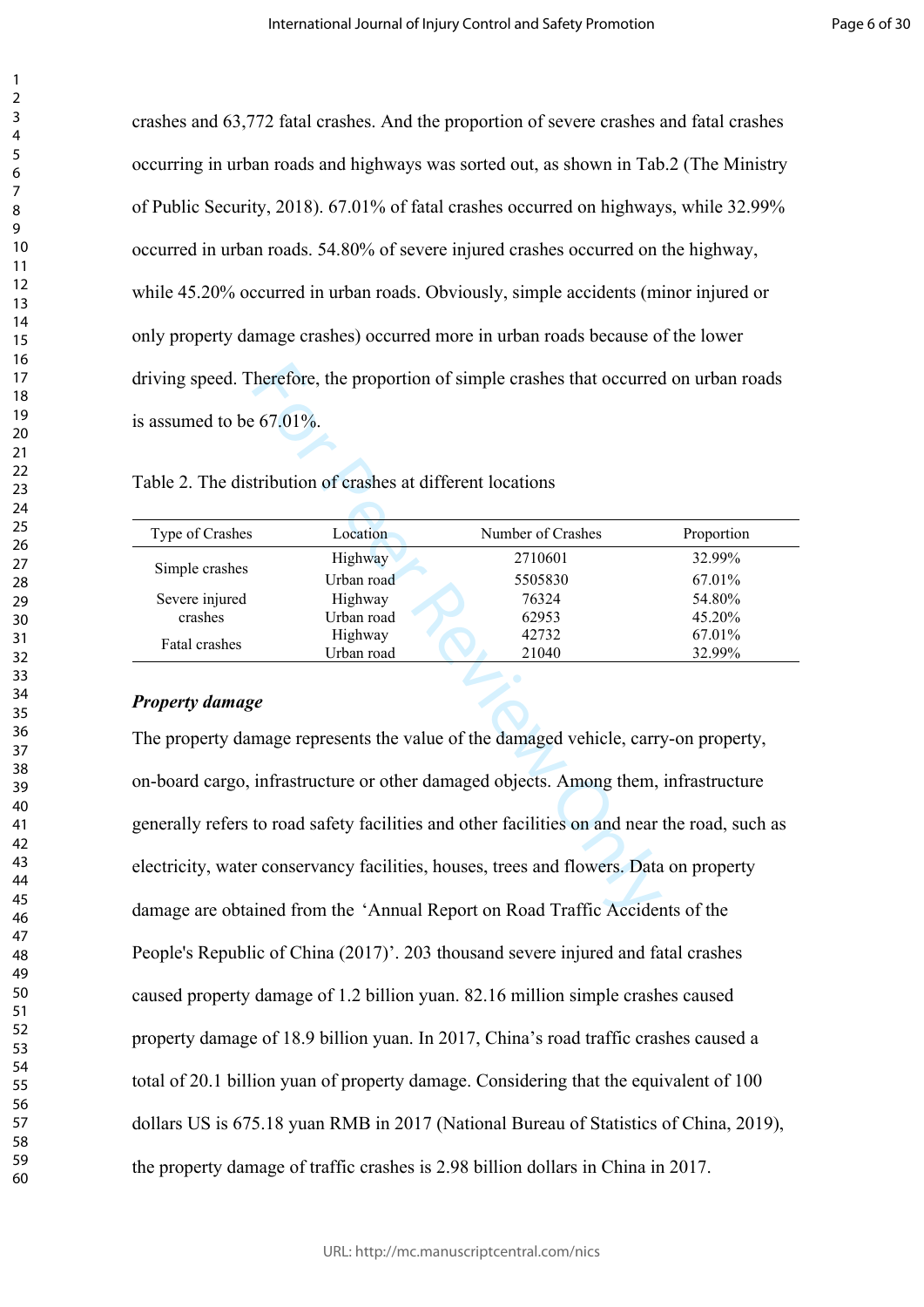crashes and 63,772 fatal crashes. And the proportion of severe crashes and fatal crashes occurring in urban roads and highways was sorted out, as shown in Tab.2 (The Ministry of Public Security, 2018). 67.01% of fatal crashes occurred on highways, while 32.99% occurred in urban roads. 54.80% of severe injured crashes occurred on the highway, while 45.20% occurred in urban roads. Obviously, simple accidents (minor injured or only property damage crashes) occurred more in urban roads because of the lower driving speed. Therefore, the proportion of simple crashes that occurred on urban roads is assumed to be 67.01%.

Table 2. The distribution of crashes at different locations

| Type of Crashes | Location | Number of Crashes | Proportion |
|---|---|---|---|
| Simple crashes | Highway | 2710601 | 32.99% |
| | Urban road | 5505830 | 67.01% |
| Severe injured crashes | Highway | 76324 | 54.80% |
| | Urban road | 62953 | 45.20% |
| Fatal crashes | Highway | 42732 | 67.01% |
| | Urban road | 21040 | 32.99% |

***Property damage***

The property damage represents the value of the damaged vehicle, carry-on property, on-board cargo, infrastructure or other damaged objects. Among them, infrastructure generally refers to road safety facilities and other facilities on and near the road, such as electricity, water conservancy facilities, houses, trees and flowers. Data on property damage are obtained from the 'Annual Report on Road Traffic Accidents of the People's Republic of China (2017)'. 203 thousand severe injured and fatal crashes caused property damage of 1.2 billion yuan. 82.16 million simple crashes caused property damage of 18.9 billion yuan. In 2017, China's road traffic crashes caused a total of 20.1 billion yuan of property damage. Considering that the equivalent of 100 dollars US is 675.18 yuan RMB in 2017 (National Bureau of Statistics of China, 2019), the property damage of traffic crashes is 2.98 billion dollars in China in 2017.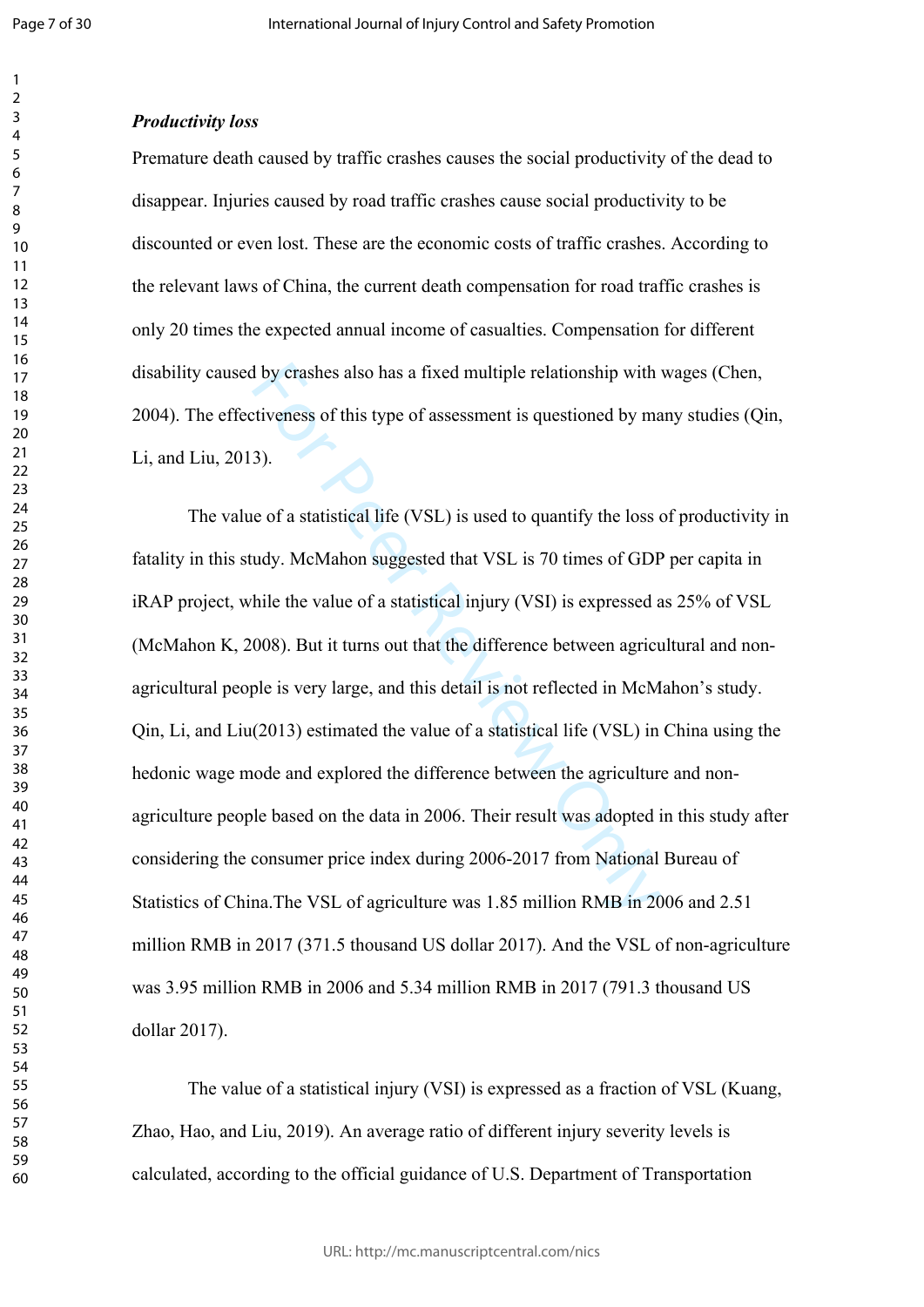### *Productivity loss*

Premature death caused by traffic crashes causes the social productivity of the dead to disappear. Injuries caused by road traffic crashes cause social productivity to be discounted or even lost. These are the economic costs of traffic crashes. According to the relevant laws of China, the current death compensation for road traffic crashes is only 20 times the expected annual income of casualties. Compensation for different disability caused by crashes also has a fixed multiple relationship with wages (Chen, 2004). The effectiveness of this type of assessment is questioned by many studies (Qin, Li, and Liu, 2013).

The value of a statistical life (VSL) is used to quantify the loss of productivity in fatality in this study. McMahon suggested that VSL is 70 times of GDP per capita in iRAP project, while the value of a statistical injury (VSI) is expressed as 25% of VSL (McMahon K, 2008). But it turns out that the difference between agricultural and non-agricultural people is very large, and this detail is not reflected in McMahon's study. Qin, Li, and Liu(2013) estimated the value of a statistical life (VSL) in China using the hedonic wage mode and explored the difference between the agriculture and non-agriculture people based on the data in 2006. Their result was adopted in this study after considering the consumer price index during 2006-2017 from National Bureau of Statistics of China.The VSL of agriculture was 1.85 million RMB in 2006 and 2.51 million RMB in 2017 (371.5 thousand US dollar 2017). And the VSL of non-agriculture was 3.95 million RMB in 2006 and 5.34 million RMB in 2017 (791.3 thousand US dollar 2017).

The value of a statistical injury (VSI) is expressed as a fraction of VSL (Kuang, Zhao, Hao, and Liu, 2019). An average ratio of different injury severity levels is calculated, according to the official guidance of U.S. Department of Transportation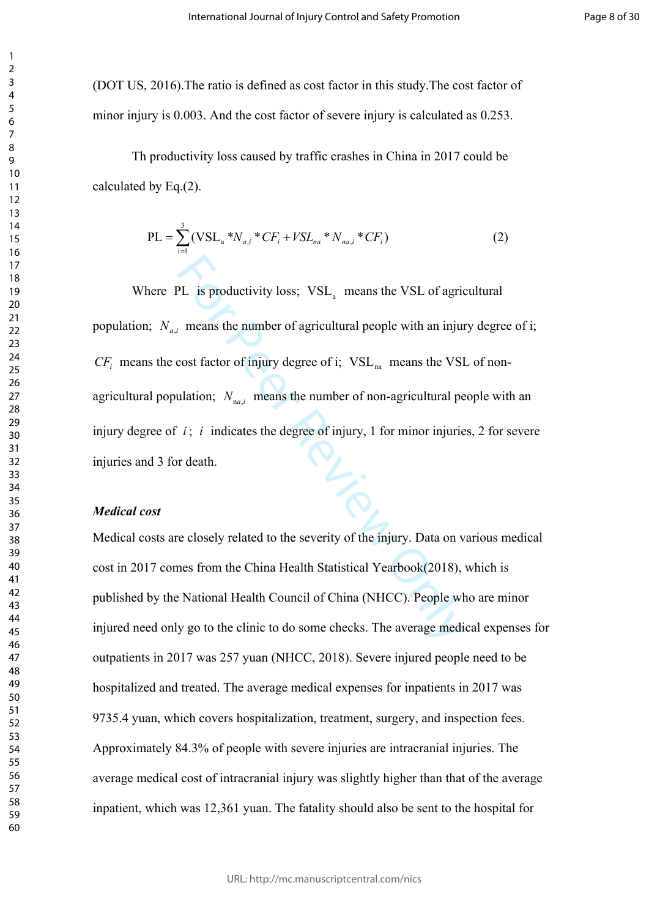(DOT US, 2016).The ratio is defined as cost factor in this study.The cost factor of minor injury is 0.003. And the cost factor of severe injury is calculated as 0.253.

Th productivity loss caused by traffic crashes in China in 2017 could be calculated by Eq.(2).

$$\mathrm{PL} = \sum_{\mathrm{i}=1}^{3} (\mathrm{VSL}_{\mathrm{a}} * N_{a,i} * CF_i + VSL_{na} * N_{na,i} * CF_i) \tag{2}$$

Where $\mathrm{PL}$ is productivity loss; $\mathrm{VSL}_{\mathrm{a}}$ means the VSL of agricultural population; $N_{a,i}$ means the number of agricultural people with an injury degree of i; $CF_i$ means the cost factor of injury degree of i; $\mathrm{VSL}_{\mathrm{na}}$ means the VSL of non-agricultural population; $N_{\mathrm{na},i}$ means the number of non-agricultural people with an injury degree of $i$; $i$ indicates the degree of injury, 1 for minor injuries, 2 for severe injuries and 3 for death.

***Medical cost***

Medical costs are closely related to the severity of the injury. Data on various medical cost in 2017 comes from the China Health Statistical Yearbook(2018), which is published by the National Health Council of China (NHCC). People who are minor injured need only go to the clinic to do some checks. The average medical expenses for outpatients in 2017 was 257 yuan (NHCC, 2018). Severe injured people need to be hospitalized and treated. The average medical expenses for inpatients in 2017 was 9735.4 yuan, which covers hospitalization, treatment, surgery, and inspection fees. Approximately 84.3% of people with severe injuries are intracranial injuries. The average medical cost of intracranial injury was slightly higher than that of the average inpatient, which was 12,361 yuan. The fatality should also be sent to the hospital for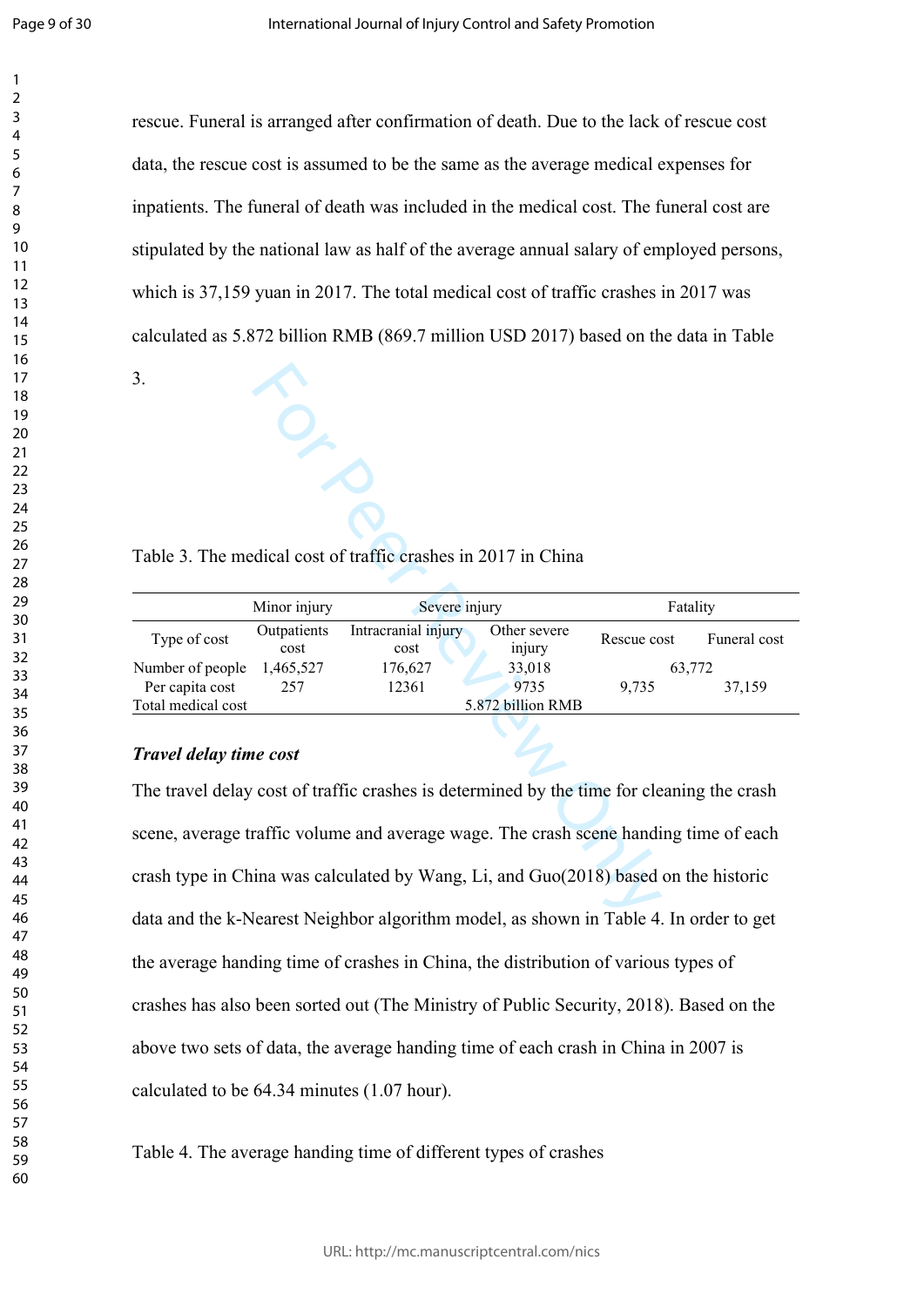rescue. Funeral is arranged after confirmation of death. Due to the lack of rescue cost data, the rescue cost is assumed to be the same as the average medical expenses for inpatients. The funeral of death was included in the medical cost. The funeral cost are stipulated by the national law as half of the average annual salary of employed persons, which is 37,159 yuan in 2017. The total medical cost of traffic crashes in 2017 was calculated as 5.872 billion RMB (869.7 million USD 2017) based on the data in Table 3.

Table 3. The medical cost of traffic crashes in 2017 in China

| | Minor injury | Severe injury | | Fatality | |
|---|---|---|---|---|---|
| Type of cost | Outpatients cost | Intracranial injury cost | Other severe injury | Rescue cost | Funeral cost |
| Number of people | 1,465,527 | 176,627 | 33,018 | 63,772 | |
| Per capita cost | 257 | 12361 | 9735 | 9,735 | 37,159 |
| Total medical cost | 5.872 billion RMB | | | | |

***Travel delay time cost***

The travel delay cost of traffic crashes is determined by the time for cleaning the crash scene, average traffic volume and average wage. The crash scene handing time of each crash type in China was calculated by Wang, Li, and Guo(2018) based on the historic data and the k-Nearest Neighbor algorithm model, as shown in Table 4. In order to get the average handing time of crashes in China, the distribution of various types of crashes has also been sorted out (The Ministry of Public Security, 2018). Based on the above two sets of data, the average handing time of each crash in China in 2007 is calculated to be 64.34 minutes (1.07 hour).

Table 4. The average handing time of different types of crashes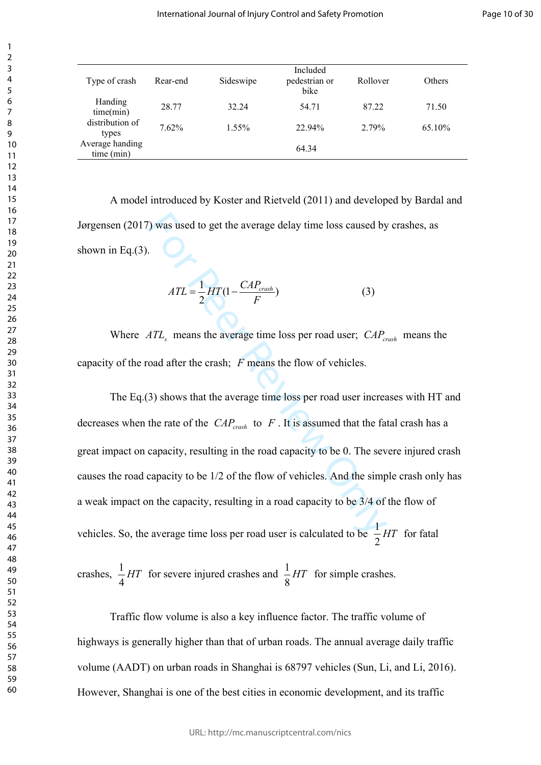| Type of crash | Rear-end | Sideswipe | Included pedestrian or bike | Rollover | Others |
|---|---|---|---|---|---|
| Handing time(min) | 28.77 | 32.24 | 54.71 | 87.22 | 71.50 |
| distribution of types | 7.62% | 1.55% | 22.94% | 2.79% | 65.10% |
| Average handing time (min) | | | 64.34 | | |

A model introduced by Koster and Rietveld (2011) and developed by Bardal and Jørgensen (2017) was used to get the average delay time loss caused by crashes, as shown in Eq.(3).

$$ATL = \frac{1}{2}HT(1 - \frac{CAP_{crash}}{F}) \tag{3}$$

Where $ATL_s$ means the average time loss per road user; $CAP_{crash}$ means the capacity of the road after the crash; $F$ means the flow of vehicles.

The Eq.(3) shows that the average time loss per road user increases with HT and decreases when the rate of the $CAP_{crash}$ to $F$. It is assumed that the fatal crash has a great impact on capacity, resulting in the road capacity to be 0. The severe injured crash causes the road capacity to be 1/2 of the flow of vehicles. And the simple crash only has a weak impact on the capacity, resulting in a road capacity to be 3/4 of the flow of vehicles. So, the average time loss per road user is calculated to be $\frac{1}{2}HT$ for fatal crashes, $\frac{1}{4}HT$ for severe injured crashes and $\frac{1}{8}HT$ for simple crashes.

Traffic flow volume is also a key influence factor. The traffic volume of highways is generally higher than that of urban roads. The annual average daily traffic volume (AADT) on urban roads in Shanghai is 68797 vehicles (Sun, Li, and Li, 2016). However, Shanghai is one of the best cities in economic development, and its traffic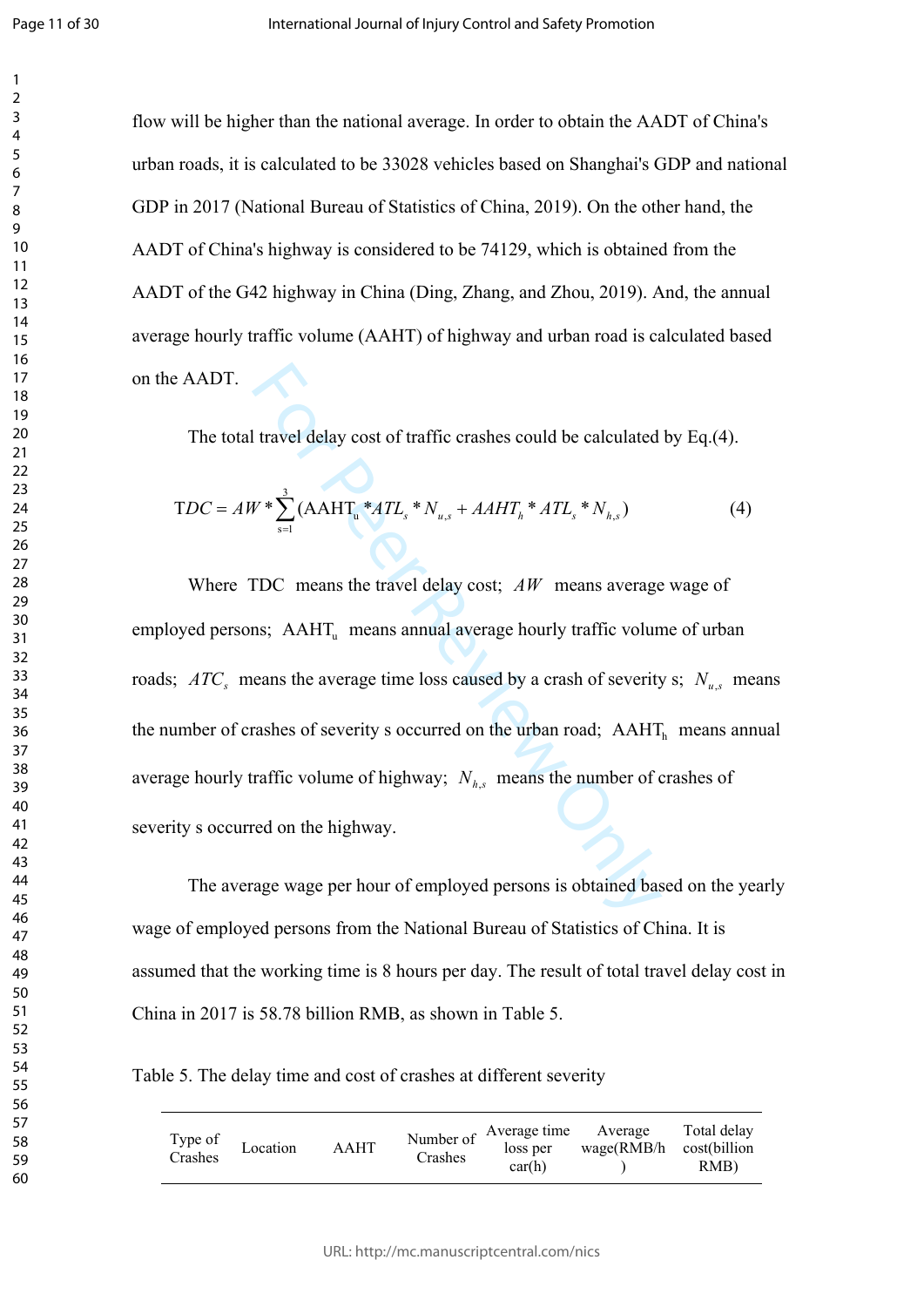flow will be higher than the national average. In order to obtain the AADT of China's urban roads, it is calculated to be 33028 vehicles based on Shanghai's GDP and national GDP in 2017 (National Bureau of Statistics of China, 2019). On the other hand, the AADT of China's highway is considered to be 74129, which is obtained from the AADT of the G42 highway in China (Ding, Zhang, and Zhou, 2019). And, the annual average hourly traffic volume (AAHT) of highway and urban road is calculated based on the AADT.

The total travel delay cost of traffic crashes could be calculated by Eq.(4).

$$TDC = AW * \sum_{s=1}^{3} (\mathrm{AAHT_u} * ATL_s * N_{u,s} + AAHT_h * ATL_s * N_{h,s}) \tag{4}$$

Where $\mathrm{TDC}$ means the travel delay cost; $AW$ means average wage of employed persons; $\mathrm{AAHT_u}$ means annual average hourly traffic volume of urban roads; $ATC_s$ means the average time loss caused by a crash of severity s; $N_{u,s}$ means the number of crashes of severity s occurred on the urban road; $\mathrm{AAHT_h}$ means annual average hourly traffic volume of highway; $N_{h,s}$ means the number of crashes of severity s occurred on the highway.

The average wage per hour of employed persons is obtained based on the yearly wage of employed persons from the National Bureau of Statistics of China. It is assumed that the working time is 8 hours per day. The result of total travel delay cost in China in 2017 is 58.78 billion RMB, as shown in Table 5.

Table 5. The delay time and cost of crashes at different severity

| Type of Crashes | Location | AAHT | Number of Crashes | Average time loss per car(h) | Average wage(RMB/h) | Total delay cost(billion RMB) |
|---|---|---|---|---|---|---|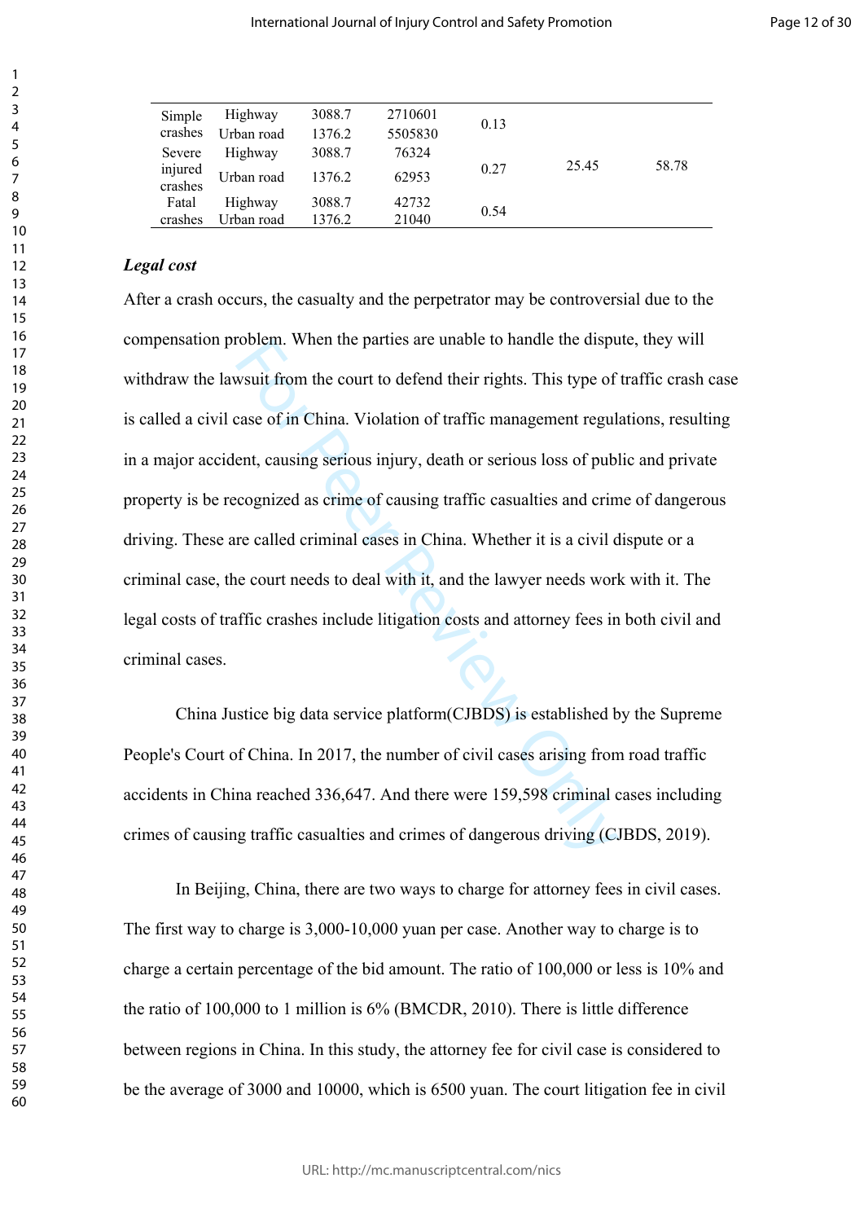| | | | | | | |
|---|---|---|---|---|---|---|
| Simple crashes | Highway | 3088.7 | 2710601 | 0.13 | | |
| | Urban road | 1376.2 | 5505830 | | | |
| Severe injured crashes | Highway | 3088.7 | 76324 | 0.27 | 25.45 | 58.78 |
| | Urban road | 1376.2 | 62953 | | | |
| Fatal crashes | Highway | 3088.7 | 42732 | 0.54 | | |
| | Urban road | 1376.2 | 21040 | | | |

***Legal cost***

After a crash occurs, the casualty and the perpetrator may be controversial due to the compensation problem. When the parties are unable to handle the dispute, they will withdraw the lawsuit from the court to defend their rights. This type of traffic crash case is called a civil case of in China. Violation of traffic management regulations, resulting in a major accident, causing serious injury, death or serious loss of public and private property is be recognized as crime of causing traffic casualties and crime of dangerous driving. These are called criminal cases in China. Whether it is a civil dispute or a criminal case, the court needs to deal with it, and the lawyer needs work with it. The legal costs of traffic crashes include litigation costs and attorney fees in both civil and criminal cases.

China Justice big data service platform(CJBDS) is established by the Supreme People's Court of China. In 2017, the number of civil cases arising from road traffic accidents in China reached 336,647. And there were 159,598 criminal cases including crimes of causing traffic casualties and crimes of dangerous driving (CJBDS, 2019).

In Beijing, China, there are two ways to charge for attorney fees in civil cases. The first way to charge is 3,000-10,000 yuan per case. Another way to charge is to charge a certain percentage of the bid amount. The ratio of 100,000 or less is 10% and the ratio of 100,000 to 1 million is 6% (BMCDR, 2010). There is little difference between regions in China. In this study, the attorney fee for civil case is considered to be the average of 3000 and 10000, which is 6500 yuan. The court litigation fee in civil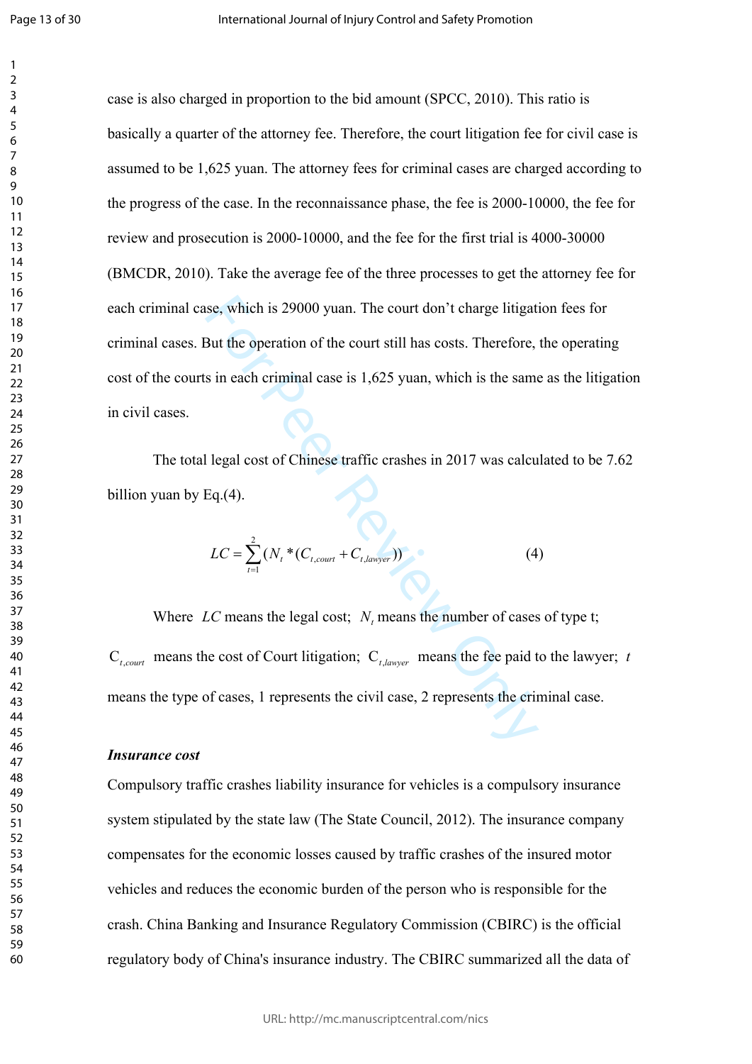case is also charged in proportion to the bid amount (SPCC, 2010). This ratio is basically a quarter of the attorney fee. Therefore, the court litigation fee for civil case is assumed to be 1,625 yuan. The attorney fees for criminal cases are charged according to the progress of the case. In the reconnaissance phase, the fee is 2000-10000, the fee for review and prosecution is 2000-10000, and the fee for the first trial is 4000-30000 (BMCDR, 2010). Take the average fee of the three processes to get the attorney fee for each criminal case, which is 29000 yuan. The court don't charge litigation fees for criminal cases. But the operation of the court still has costs. Therefore, the operating cost of the courts in each criminal case is 1,625 yuan, which is the same as the litigation in civil cases.

The total legal cost of Chinese traffic crashes in 2017 was calculated to be 7.62 billion yuan by Eq.(4).

$$LC = \sum_{t=1}^{2} (N_t * (C_{t,court} + C_{t,lawyer})) \tag{4}$$

Where $LC$ means the legal cost; $N_t$ means the number of cases of type t; $C_{t,court}$ means the cost of Court litigation; $C_{t,lawyer}$ means the fee paid to the lawyer; $t$ means the type of cases, 1 represents the civil case, 2 represents the criminal case.

***Insurance cost***

Compulsory traffic crashes liability insurance for vehicles is a compulsory insurance system stipulated by the state law (The State Council, 2012). The insurance company compensates for the economic losses caused by traffic crashes of the insured motor vehicles and reduces the economic burden of the person who is responsible for the crash. China Banking and Insurance Regulatory Commission (CBIRC) is the official regulatory body of China's insurance industry. The CBIRC summarized all the data of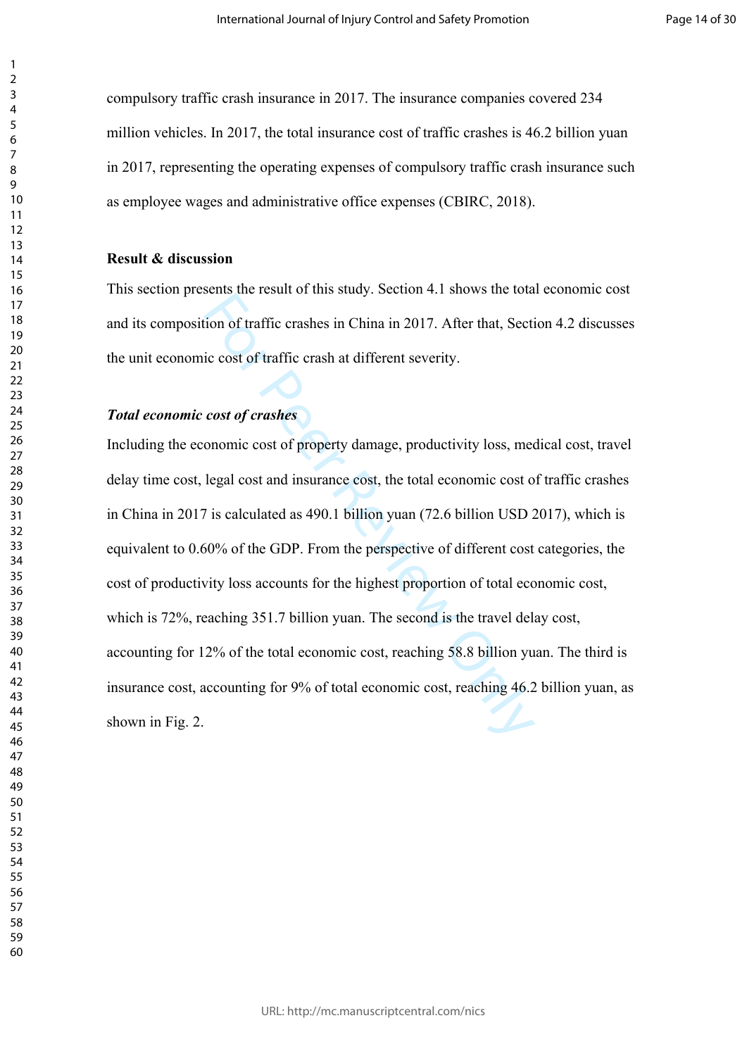compulsory traffic crash insurance in 2017. The insurance companies covered 234 million vehicles. In 2017, the total insurance cost of traffic crashes is 46.2 billion yuan in 2017, representing the operating expenses of compulsory traffic crash insurance such as employee wages and administrative office expenses (CBIRC, 2018).

## Result & discussion

This section presents the result of this study. Section 4.1 shows the total economic cost and its composition of traffic crashes in China in 2017. After that, Section 4.2 discusses the unit economic cost of traffic crash at different severity.

### *Total economic cost of crashes*

Including the economic cost of property damage, productivity loss, medical cost, travel delay time cost, legal cost and insurance cost, the total economic cost of traffic crashes in China in 2017 is calculated as 490.1 billion yuan (72.6 billion USD 2017), which is equivalent to 0.60% of the GDP. From the perspective of different cost categories, the cost of productivity loss accounts for the highest proportion of total economic cost, which is 72%, reaching 351.7 billion yuan. The second is the travel delay cost, accounting for 12% of the total economic cost, reaching 58.8 billion yuan. The third is insurance cost, accounting for 9% of total economic cost, reaching 46.2 billion yuan, as shown in Fig. 2.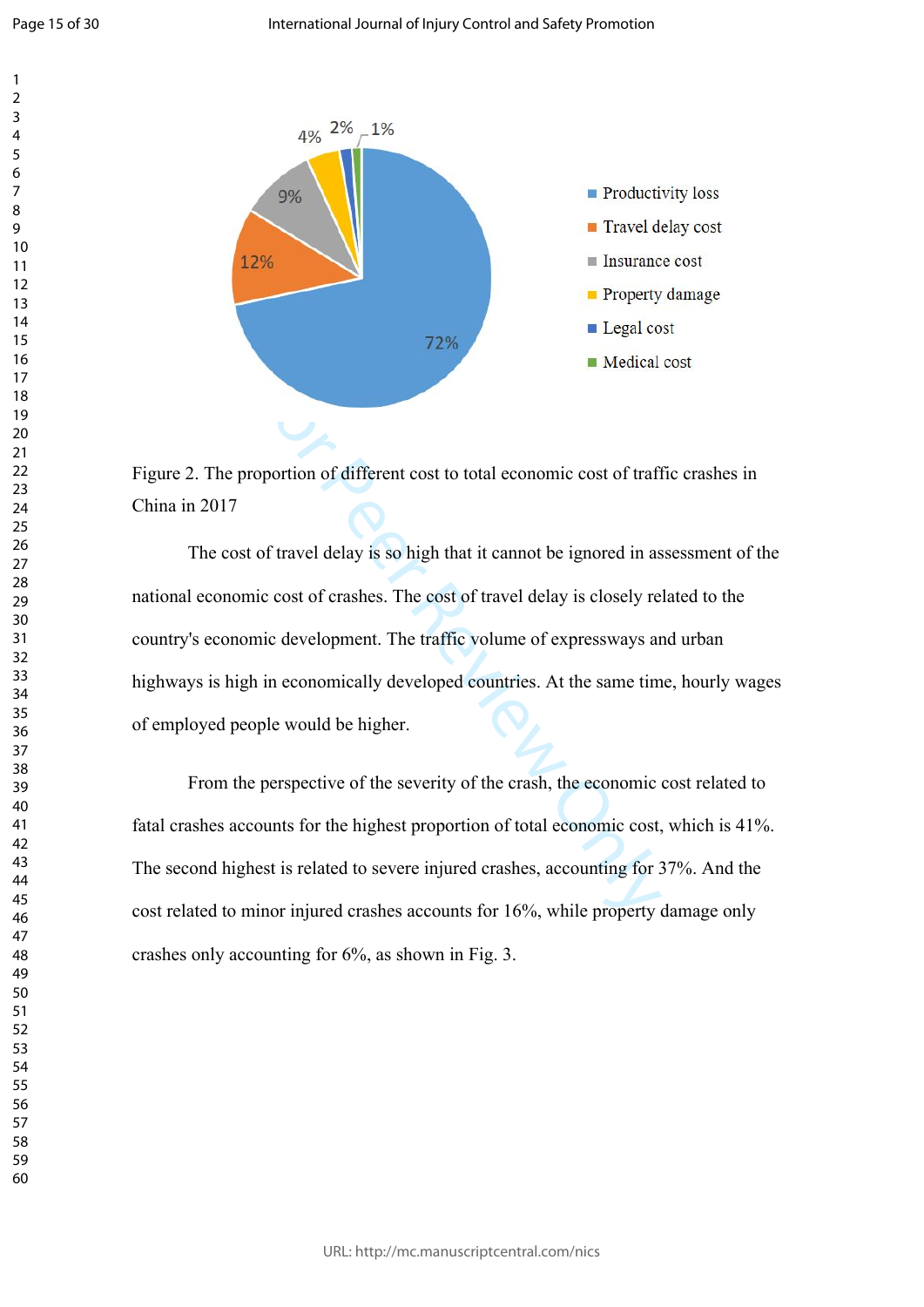Figure 2. The proportion of different cost to total economic cost of traffic crashes in China in 2017

The cost of travel delay is so high that it cannot be ignored in assessment of the national economic cost of crashes. The cost of travel delay is closely related to the country's economic development. The traffic volume of expressways and urban highways is high in economically developed countries. At the same time, hourly wages of employed people would be higher.

From the perspective of the severity of the crash, the economic cost related to fatal crashes accounts for the highest proportion of total economic cost, which is 41%. The second highest is related to severe injured crashes, accounting for 37%. And the cost related to minor injured crashes accounts for 16%, while property damage only crashes only accounting for 6%, as shown in Fig. 3.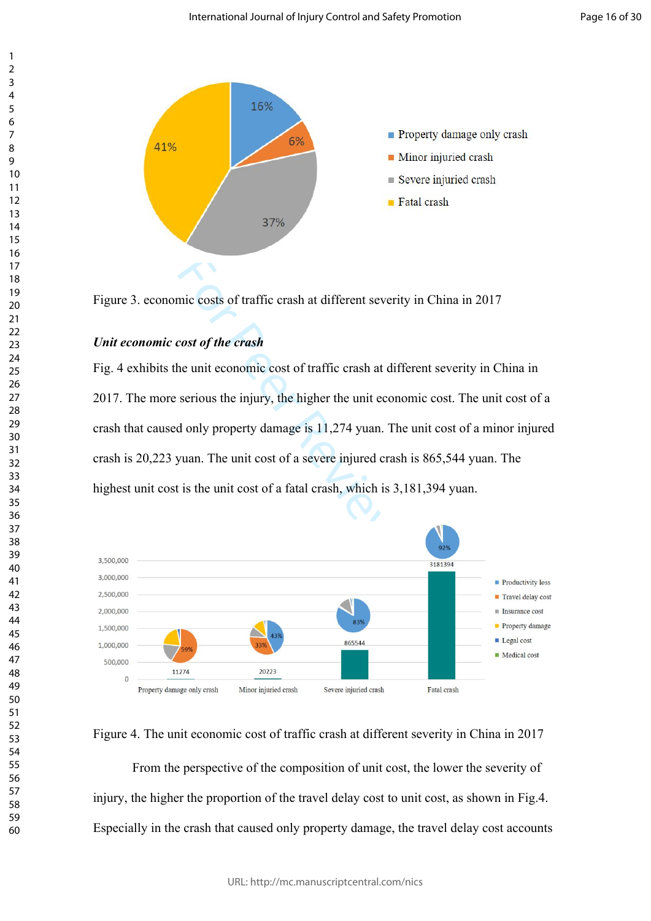Figure 3. economic costs of traffic crash at different severity in China in 2017

***Unit economic cost of the crash***

Fig. 4 exhibits the unit economic cost of traffic crash at different severity in China in 2017. The more serious the injury, the higher the unit economic cost. The unit cost of a crash that caused only property damage is 11,274 yuan. The unit cost of a minor injured crash is 20,223 yuan. The unit cost of a severe injured crash is 865,544 yuan. The highest unit cost is the unit cost of a fatal crash, which is 3,181,394 yuan.

Figure 4. The unit economic cost of traffic crash at different severity in China in 2017

From the perspective of the composition of unit cost, the lower the severity of injury, the higher the proportion of the travel delay cost to unit cost, as shown in Fig.4. Especially in the crash that caused only property damage, the travel delay cost accounts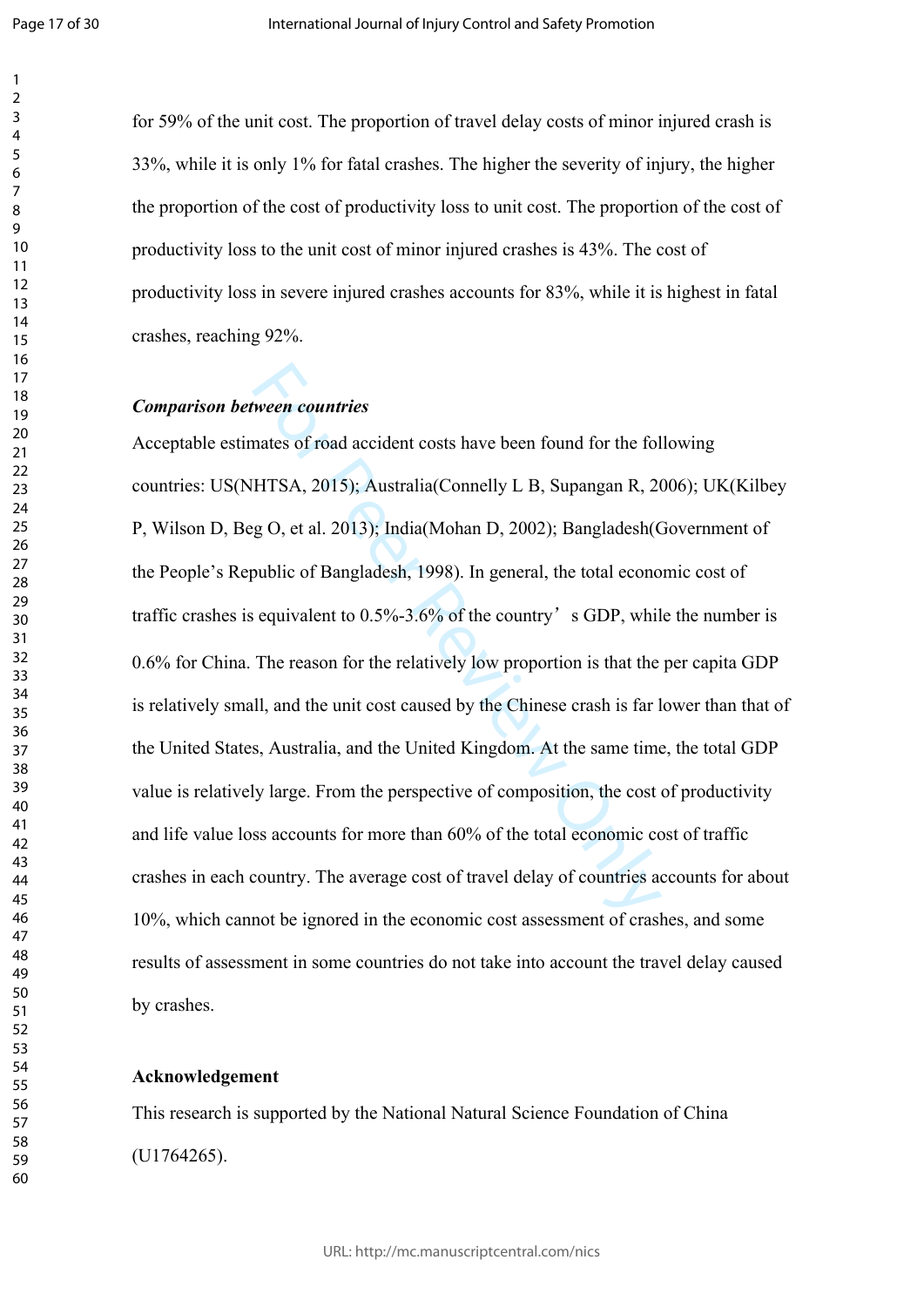for 59% of the unit cost. The proportion of travel delay costs of minor injured crash is 33%, while it is only 1% for fatal crashes. The higher the severity of injury, the higher the proportion of the cost of productivity loss to unit cost. The proportion of the cost of productivity loss to the unit cost of minor injured crashes is 43%. The cost of productivity loss in severe injured crashes accounts for 83%, while it is highest in fatal crashes, reaching 92%.

***Comparison between countries***

Acceptable estimates of road accident costs have been found for the following countries: US(NHTSA, 2015); Australia(Connelly L B, Supangan R, 2006); UK(Kilbey P, Wilson D, Beg O, et al. 2013); India(Mohan D, 2002); Bangladesh(Government of the People's Republic of Bangladesh, 1998). In general, the total economic cost of traffic crashes is equivalent to 0.5%-3.6% of the country's GDP, while the number is 0.6% for China. The reason for the relatively low proportion is that the per capita GDP is relatively small, and the unit cost caused by the Chinese crash is far lower than that of the United States, Australia, and the United Kingdom. At the same time, the total GDP value is relatively large. From the perspective of composition, the cost of productivity and life value loss accounts for more than 60% of the total economic cost of traffic crashes in each country. The average cost of travel delay of countries accounts for about 10%, which cannot be ignored in the economic cost assessment of crashes, and some results of assessment in some countries do not take into account the travel delay caused by crashes.

**Acknowledgement**

This research is supported by the National Natural Science Foundation of China (U1764265).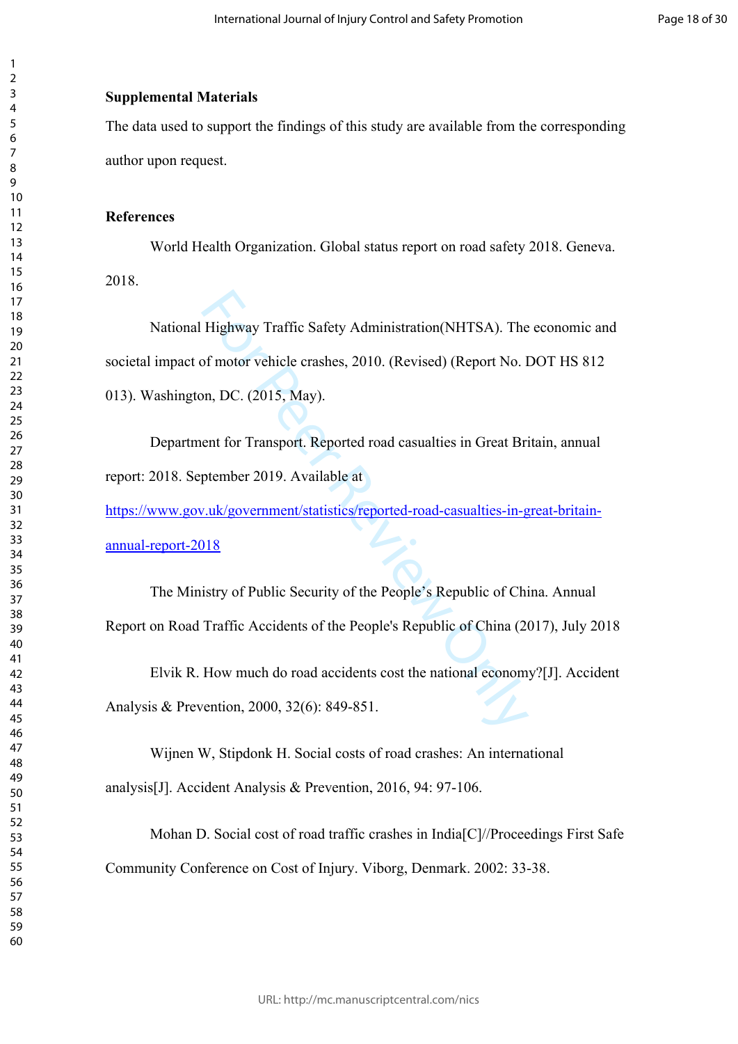**Supplemental Materials**

The data used to support the findings of this study are available from the corresponding author upon request.

**References**

World Health Organization. Global status report on road safety 2018. Geneva. 2018.

National Highway Traffic Safety Administration(NHTSA). The economic and societal impact of motor vehicle crashes, 2010. (Revised) (Report No. DOT HS 812 013). Washington, DC. (2015, May).

Department for Transport. Reported road casualties in Great Britain, annual report: 2018. September 2019. Available at https://www.gov.uk/government/statistics/reported-road-casualties-in-great-britain-annual-report-2018

The Ministry of Public Security of the People's Republic of China. Annual Report on Road Traffic Accidents of the People's Republic of China (2017), July 2018

Elvik R. How much do road accidents cost the national economy?[J]. Accident Analysis & Prevention, 2000, 32(6): 849-851.

Wijnen W, Stipdonk H. Social costs of road crashes: An international analysis[J]. Accident Analysis & Prevention, 2016, 94: 97-106.

Mohan D. Social cost of road traffic crashes in India[C]//Proceedings First Safe Community Conference on Cost of Injury. Viborg, Denmark. 2002: 33-38.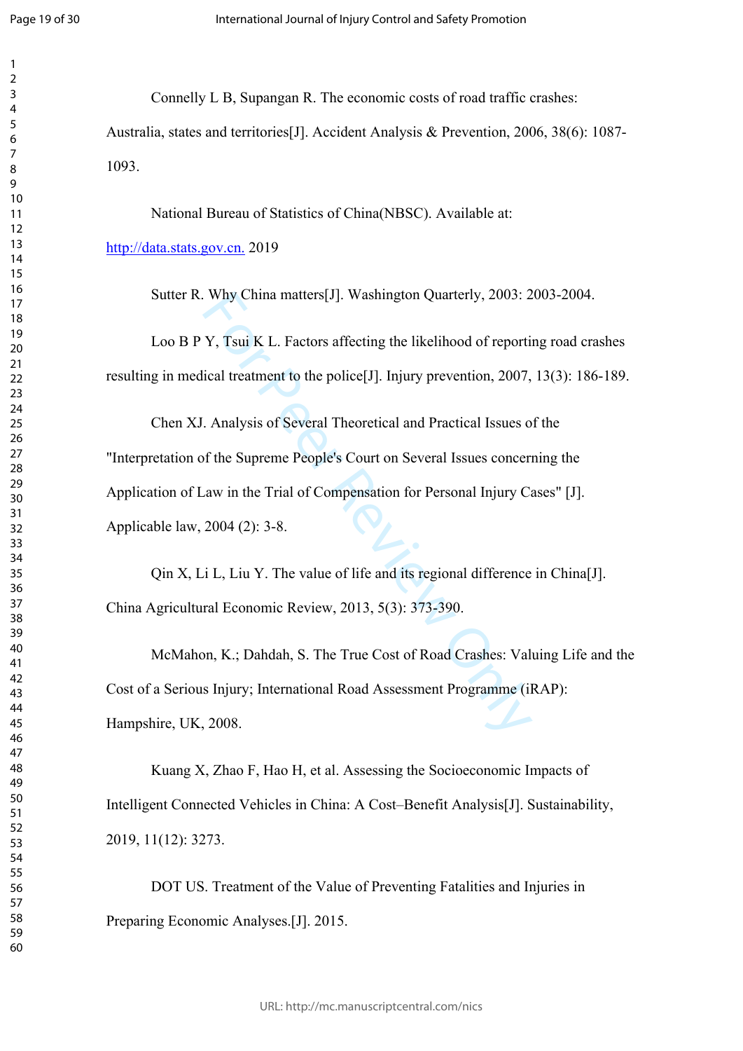Connelly L B, Supangan R. The economic costs of road traffic crashes: Australia, states and territories[J]. Accident Analysis & Prevention, 2006, 38(6): 1087-1093.

National Bureau of Statistics of China(NBSC). Available at: http://data.stats.gov.cn. 2019

Sutter R. Why China matters[J]. Washington Quarterly, 2003: 2003-2004.

Loo B P Y, Tsui K L. Factors affecting the likelihood of reporting road crashes resulting in medical treatment to the police[J]. Injury prevention, 2007, 13(3): 186-189.

Chen XJ. Analysis of Several Theoretical and Practical Issues of the "Interpretation of the Supreme People's Court on Several Issues concerning the Application of Law in the Trial of Compensation for Personal Injury Cases" [J]. Applicable law, 2004 (2): 3-8.

Qin X, Li L, Liu Y. The value of life and its regional difference in China[J]. China Agricultural Economic Review, 2013, 5(3): 373-390.

McMahon, K.; Dahdah, S. The True Cost of Road Crashes: Valuing Life and the Cost of a Serious Injury; International Road Assessment Programme (iRAP): Hampshire, UK, 2008.

Kuang X, Zhao F, Hao H, et al. Assessing the Socioeconomic Impacts of Intelligent Connected Vehicles in China: A Cost–Benefit Analysis[J]. Sustainability, 2019, 11(12): 3273.

DOT US. Treatment of the Value of Preventing Fatalities and Injuries in Preparing Economic Analyses.[J]. 2015.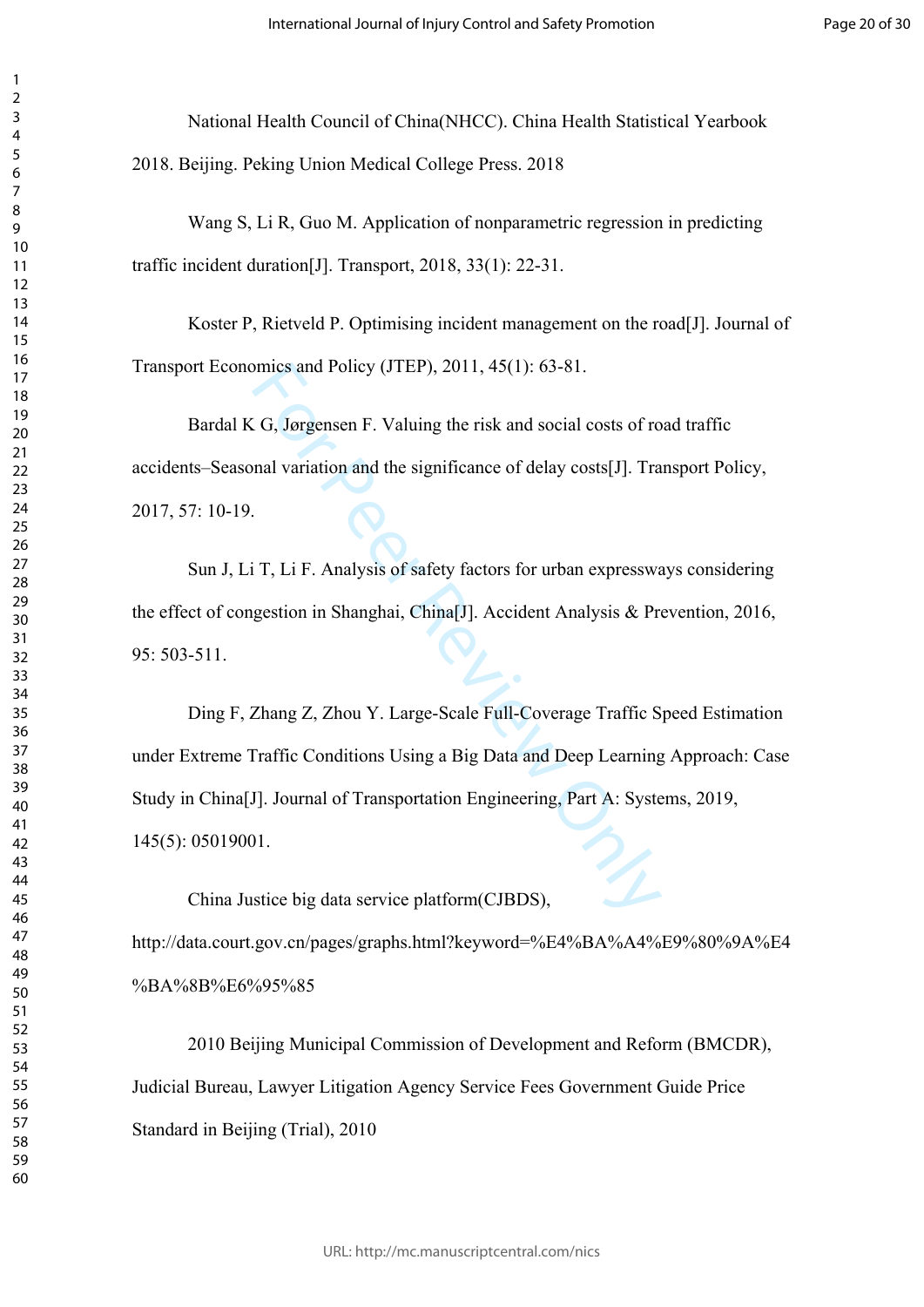National Health Council of China(NHCC). China Health Statistical Yearbook 2018. Beijing. Peking Union Medical College Press. 2018

Wang S, Li R, Guo M. Application of nonparametric regression in predicting traffic incident duration[J]. Transport, 2018, 33(1): 22-31.

Koster P, Rietveld P. Optimising incident management on the road[J]. Journal of Transport Economics and Policy (JTEP), 2011, 45(1): 63-81.

Bardal K G, Jørgensen F. Valuing the risk and social costs of road traffic accidents–Seasonal variation and the significance of delay costs[J]. Transport Policy, 2017, 57: 10-19.

Sun J, Li T, Li F. Analysis of safety factors for urban expressways considering the effect of congestion in Shanghai, China[J]. Accident Analysis & Prevention, 2016, 95: 503-511.

Ding F, Zhang Z, Zhou Y. Large-Scale Full-Coverage Traffic Speed Estimation under Extreme Traffic Conditions Using a Big Data and Deep Learning Approach: Case Study in China[J]. Journal of Transportation Engineering, Part A: Systems, 2019, 145(5): 05019001.

China Justice big data service platform(CJBDS), http://data.court.gov.cn/pages/graphs.html?keyword=%E4%BA%A4%E9%80%9A%E4%BA%8B%E6%95%85

2010 Beijing Municipal Commission of Development and Reform (BMCDR), Judicial Bureau, Lawyer Litigation Agency Service Fees Government Guide Price Standard in Beijing (Trial), 2010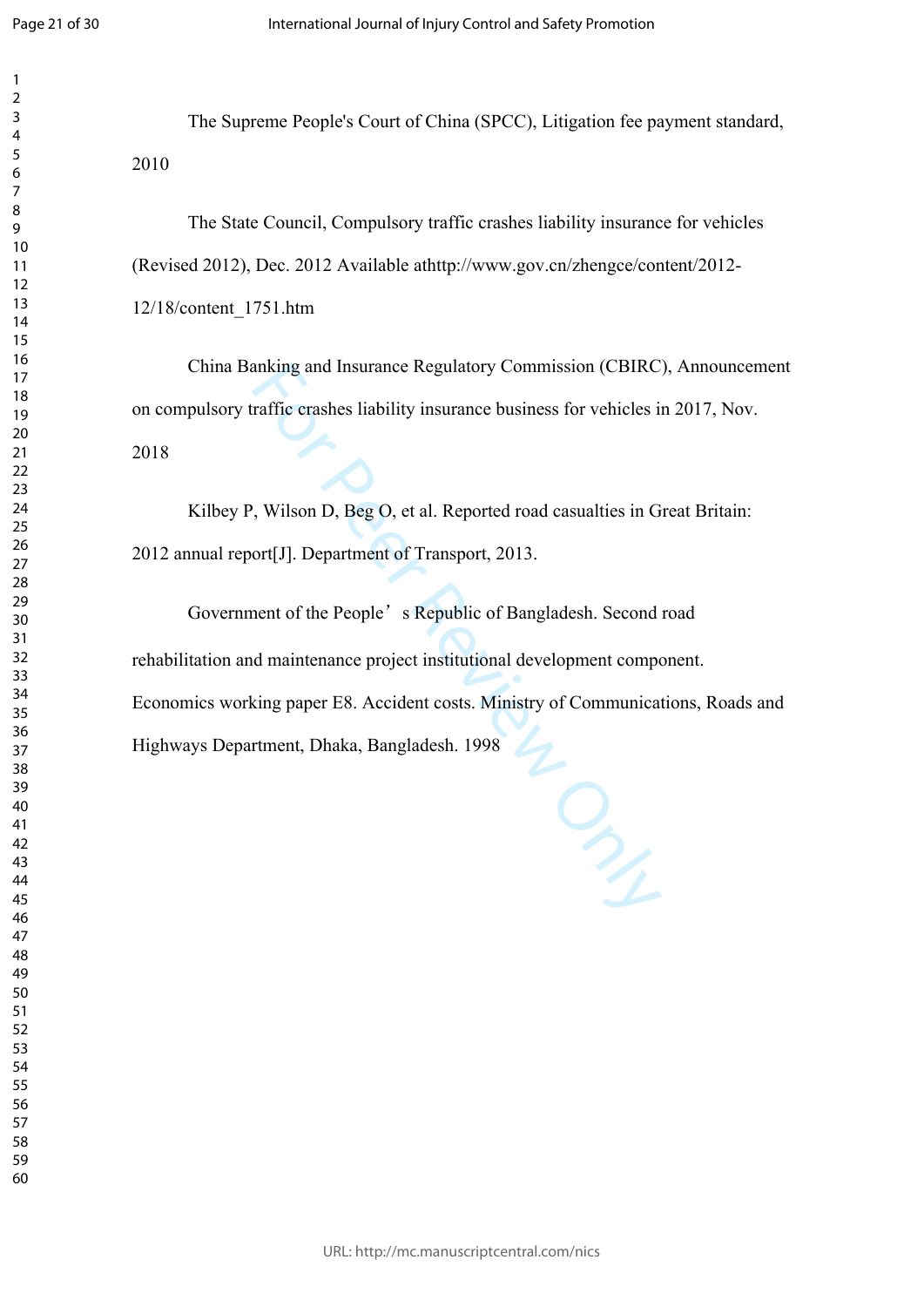The Supreme People's Court of China (SPCC), Litigation fee payment standard, 2010

The State Council, Compulsory traffic crashes liability insurance for vehicles (Revised 2012), Dec. 2012 Available athttp://www.gov.cn/zhengce/content/2012-12/18/content_1751.htm

China Banking and Insurance Regulatory Commission (CBIRC), Announcement on compulsory traffic crashes liability insurance business for vehicles in 2017, Nov. 2018

Kilbey P, Wilson D, Beg O, et al. Reported road casualties in Great Britain: 2012 annual report[J]. Department of Transport, 2013.

Government of the People's Republic of Bangladesh. Second road rehabilitation and maintenance project institutional development component. Economics working paper E8. Accident costs. Ministry of Communications, Roads and Highways Department, Dhaka, Bangladesh. 1998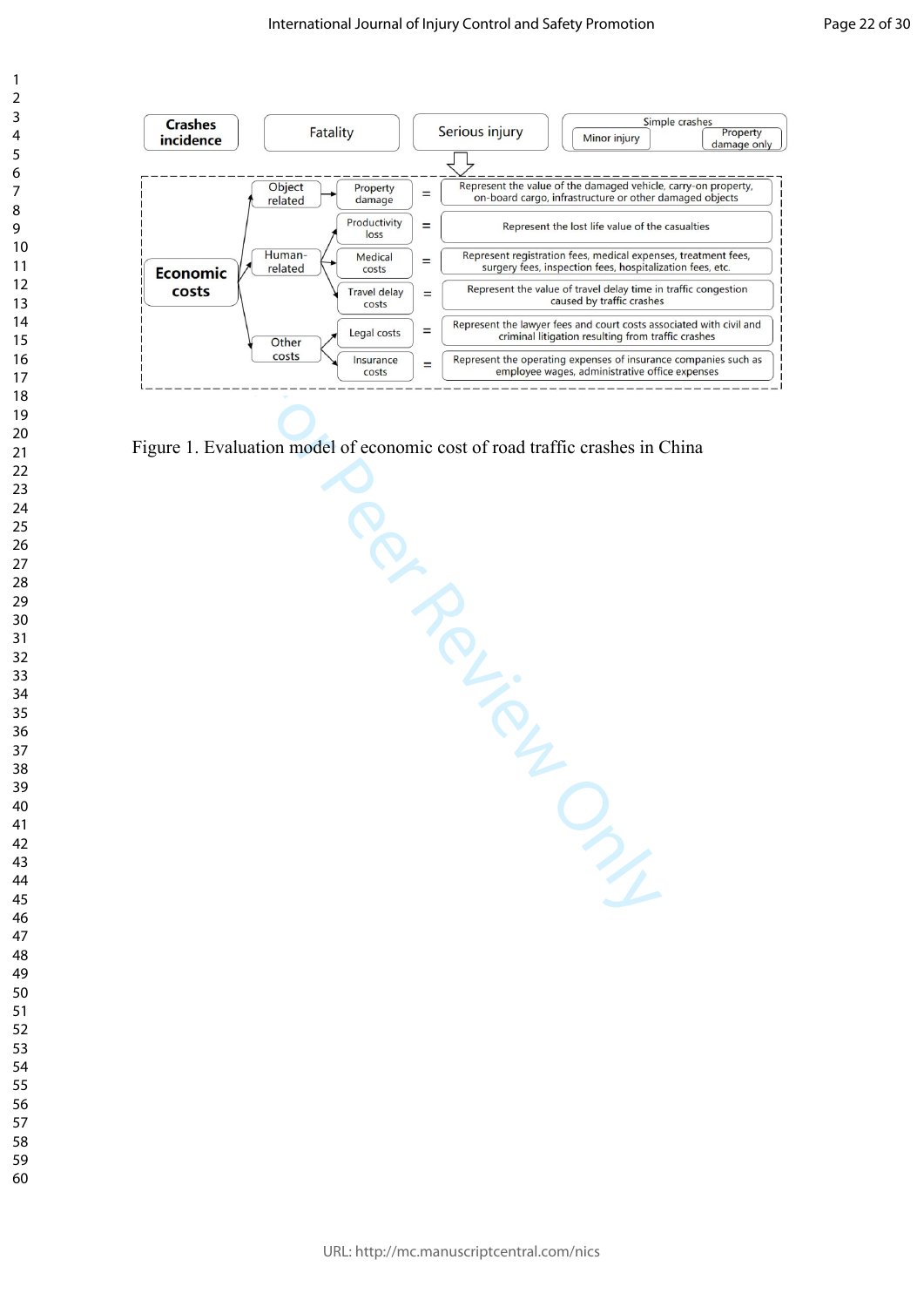Crashes incidence | Fatality | Serious injury | Simple crashes: Minor injury, Property damage only

Economic costs

- Object related
  - Property damage = Represent the value of the damaged vehicle, carry-on property, on-board cargo, infrastructure or other damaged objects
- Human-related
  - Productivity loss = Represent the lost life value of the casualties
  - Medical costs = Represent registration fees, medical expenses, treatment fees, surgery fees, inspection fees, hospitalization fees, etc.
  - Travel delay costs = Represent the value of travel delay time in traffic congestion caused by traffic crashes
- Other costs
  - Legal costs = Represent the lawyer fees and court costs associated with civil and criminal litigation resulting from traffic crashes
  - Insurance costs = Represent the operating expenses of insurance companies such as employee wages, administrative office expenses

Figure 1. Evaluation model of economic cost of road traffic crashes in China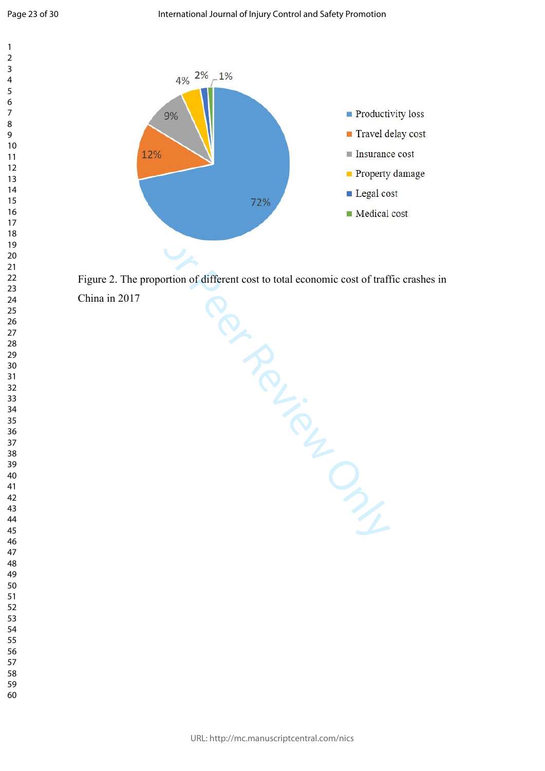Figure 2. The proportion of different cost to total economic cost of traffic crashes in China in 2017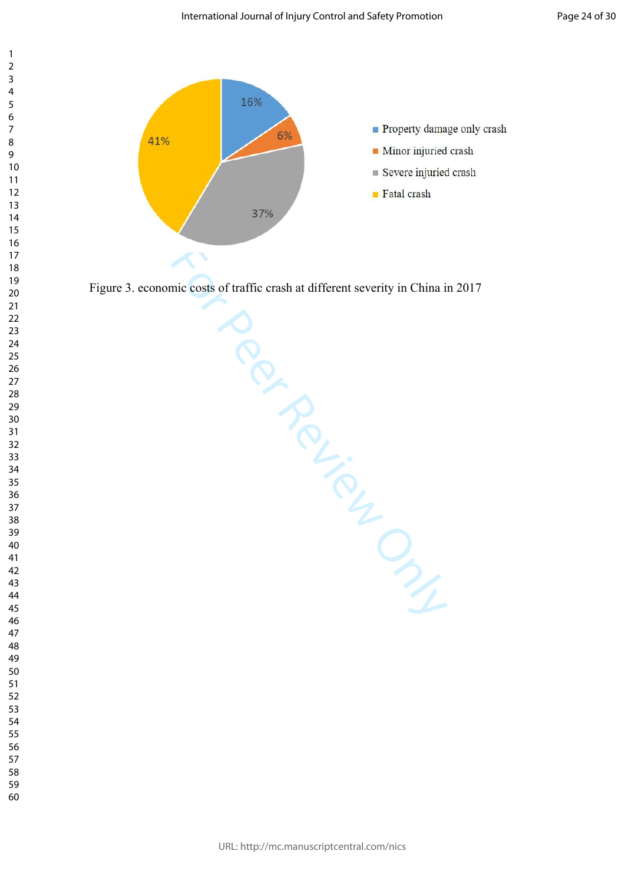Figure 3. economic costs of traffic crash at different severity in China in 2017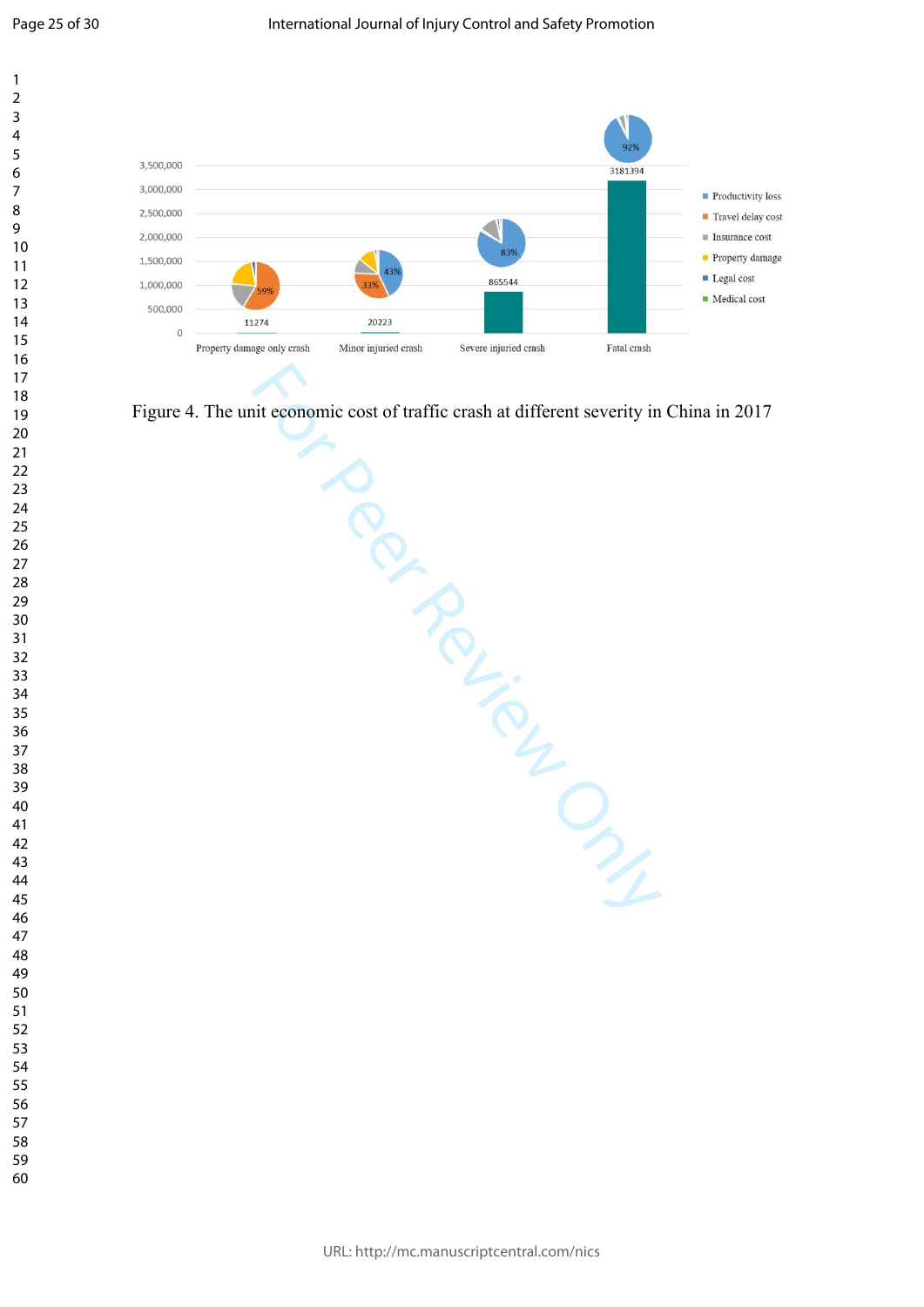Figure 4. The unit economic cost of traffic crash at different severity in China in 2017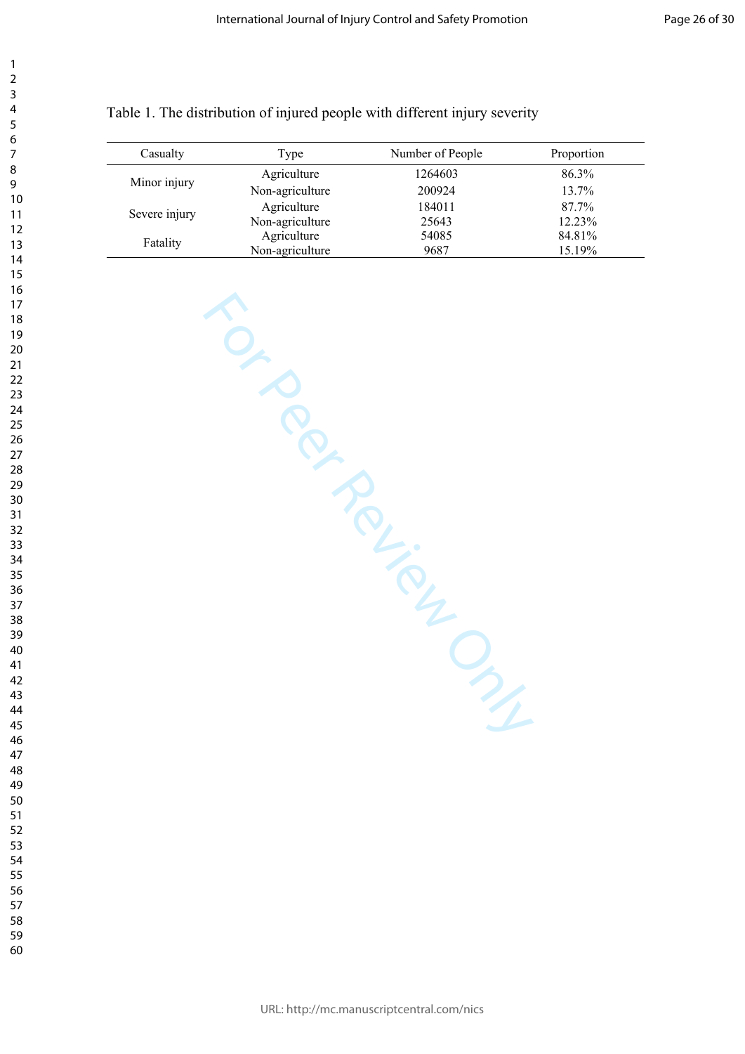Table 1. The distribution of injured people with different injury severity

| Casualty | Type | Number of People | Proportion |
|---|---|---|---|
| Minor injury | Agriculture | 1264603 | 86.3% |
| | Non-agriculture | 200924 | 13.7% |
| Severe injury | Agriculture | 184011 | 87.7% |
| | Non-agriculture | 25643 | 12.23% |
| Fatality | Agriculture | 54085 | 84.81% |
| | Non-agriculture | 9687 | 15.19% |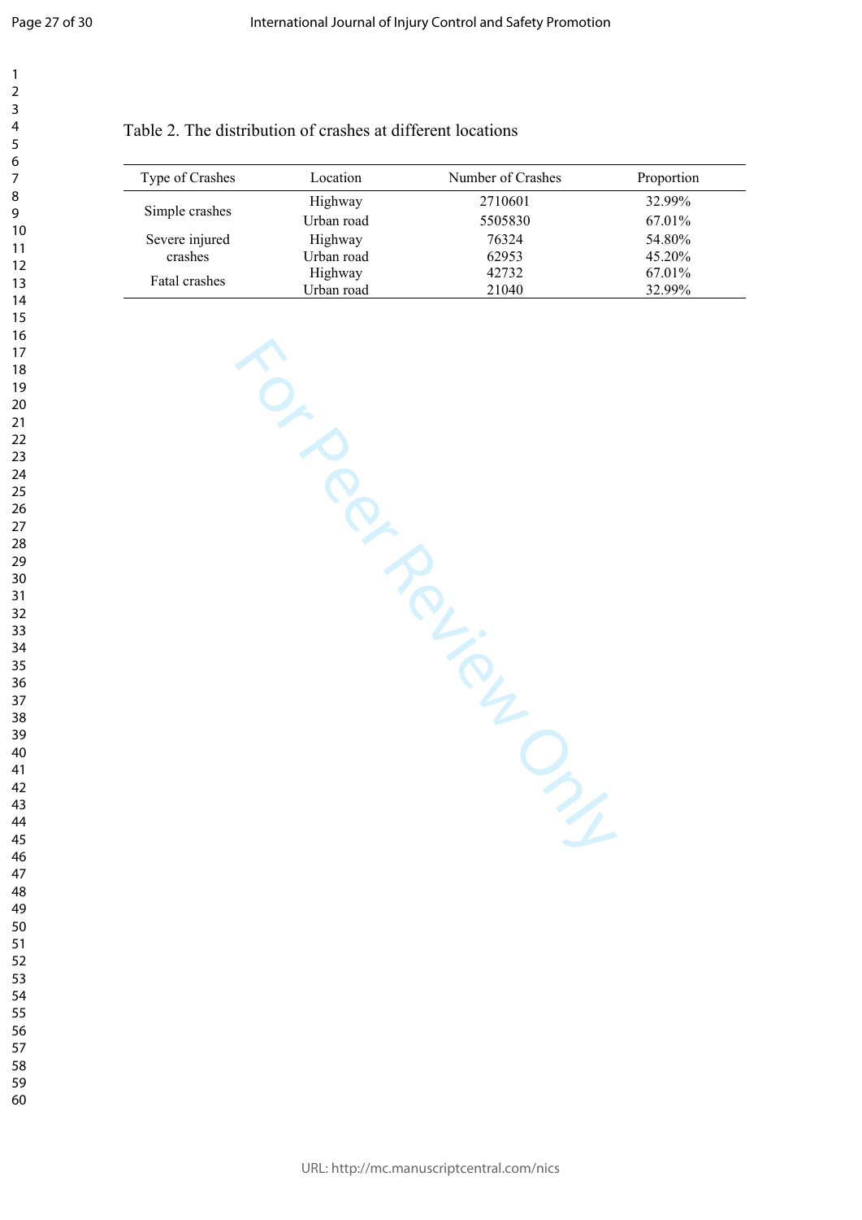Table 2. The distribution of crashes at different locations

| Type of Crashes | Location | Number of Crashes | Proportion |
|---|---|---|---|
| Simple crashes | Highway | 2710601 | 32.99% |
| | Urban road | 5505830 | 67.01% |
| Severe injured crashes | Highway | 76324 | 54.80% |
| | Urban road | 62953 | 45.20% |
| Fatal crashes | Highway | 42732 | 67.01% |
| | Urban road | 21040 | 32.99% |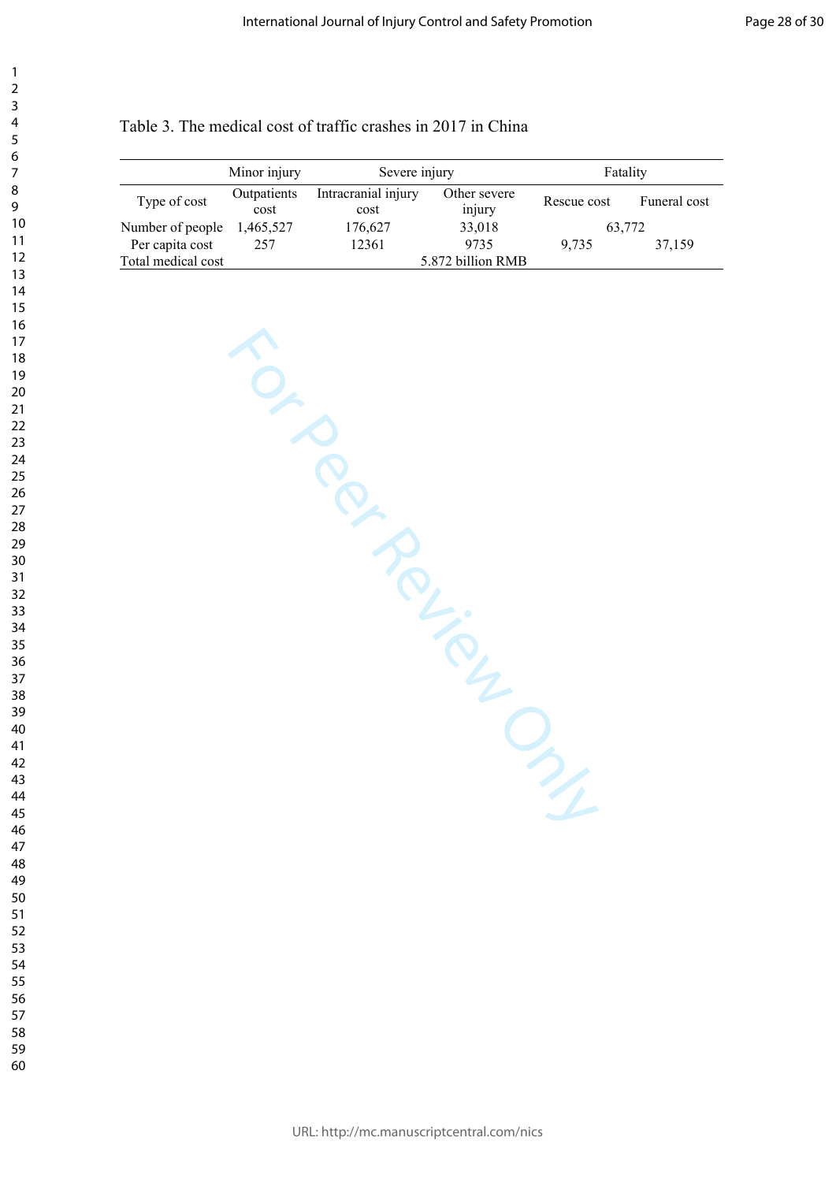Table 3. The medical cost of traffic crashes in 2017 in China

| | Minor injury | Severe injury | | Fatality | |
|---|---|---|---|---|---|
| Type of cost | Outpatients cost | Intracranial injury cost | Other severe injury | Rescue cost | Funeral cost |
| Number of people | 1,465,527 | 176,627 | 33,018 | 63,772 | |
| Per capita cost | 257 | 12361 | 9735 | 9,735 | 37,159 |
| Total medical cost | 5.872 billion RMB | | | | |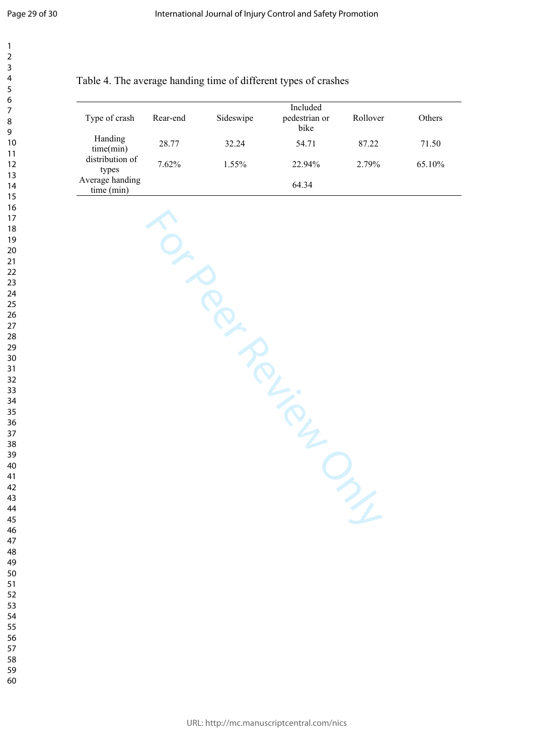Table 4. The average handing time of different types of crashes

| Type of crash | Rear-end | Sideswipe | Included pedestrian or bike | Rollover | Others |
|---|---|---|---|---|---|
| Handing time(min) | 28.77 | 32.24 | 54.71 | 87.22 | 71.50 |
| distribution of types | 7.62% | 1.55% | 22.94% | 2.79% | 65.10% |
| Average handing time (min) | | | 64.34 | | |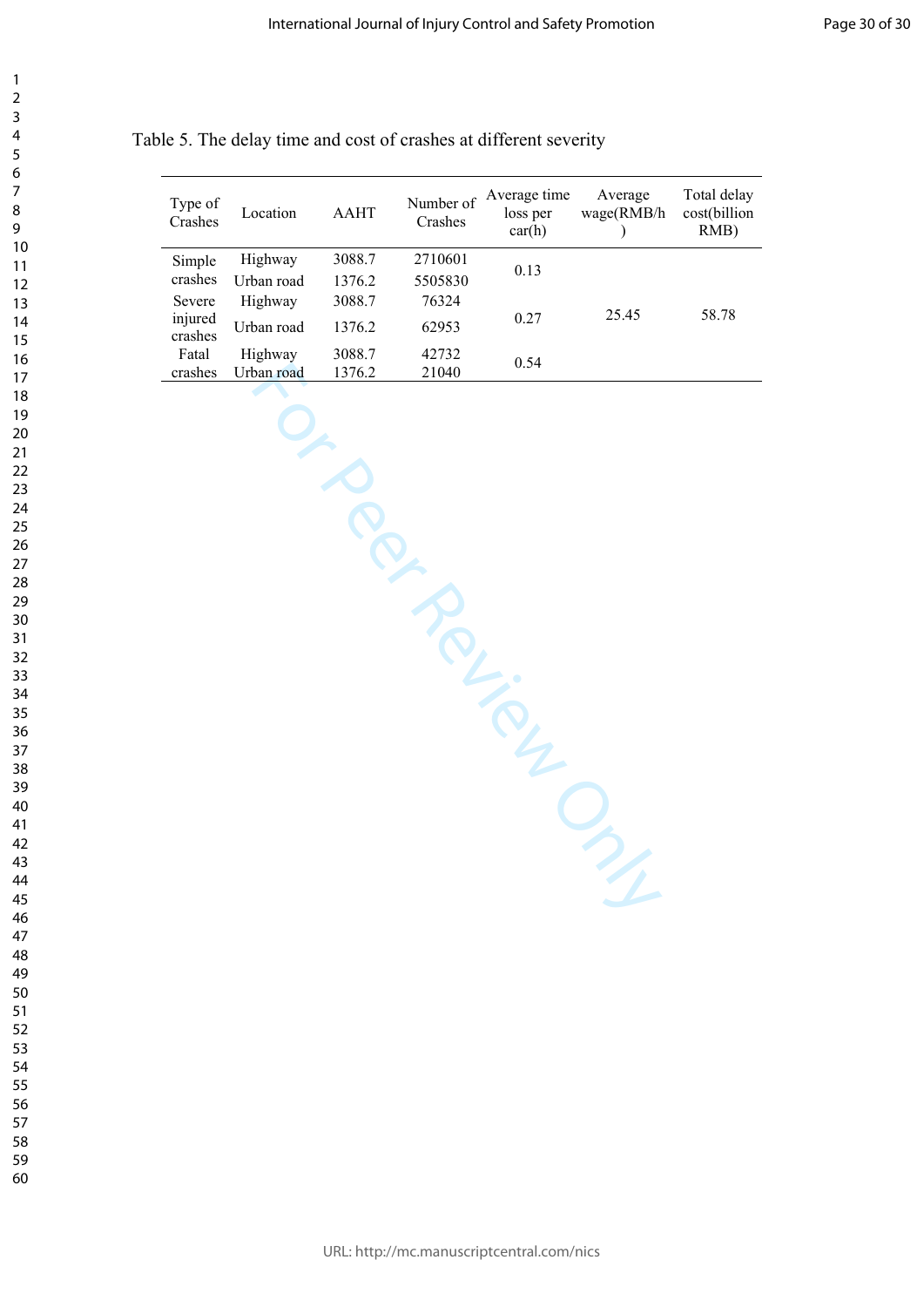Table 5. The delay time and cost of crashes at different severity

| Type of Crashes | Location | AAHT | Number of Crashes | Average time loss per car(h) | Average wage(RMB/h) | Total delay cost(billion RMB) |
|---|---|---|---|---|---|---|
| Simple crashes | Highway | 3088.7 | 2710601 | 0.13 | 25.45 | 58.78 |
| | Urban road | 1376.2 | 5505830 | | | |
| Severe injured crashes | Highway | 3088.7 | 76324 | 0.27 | | |
| | Urban road | 1376.2 | 62953 | | | |
| Fatal crashes | Highway | 3088.7 | 42732 | 0.54 | | |
| | Urban road | 1376.2 | 21040 | | | |